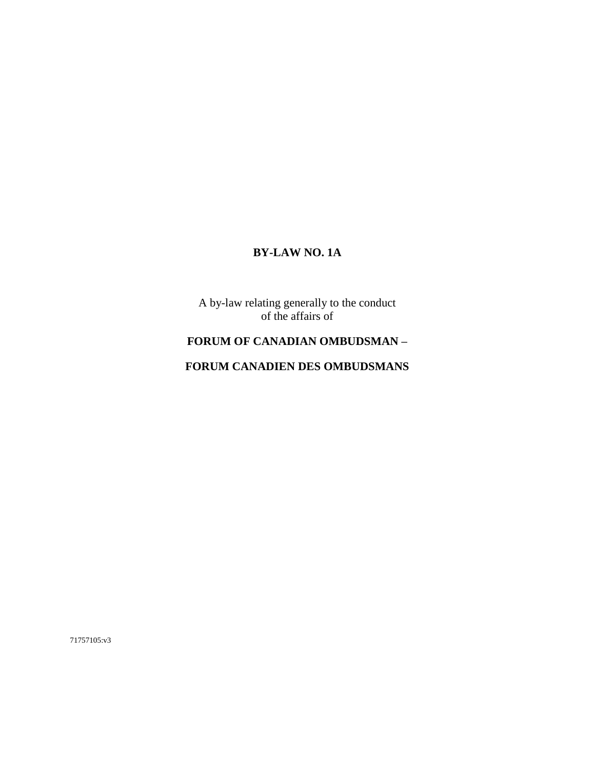# BY-LAW NO. 1A

A by-law relating generally to the conduct of the affairs of

**FORUM OF CANADIAN OMBUDSMAN –**

**FORUM CANADIEN DES OMBUDSMANS**

71757105:v3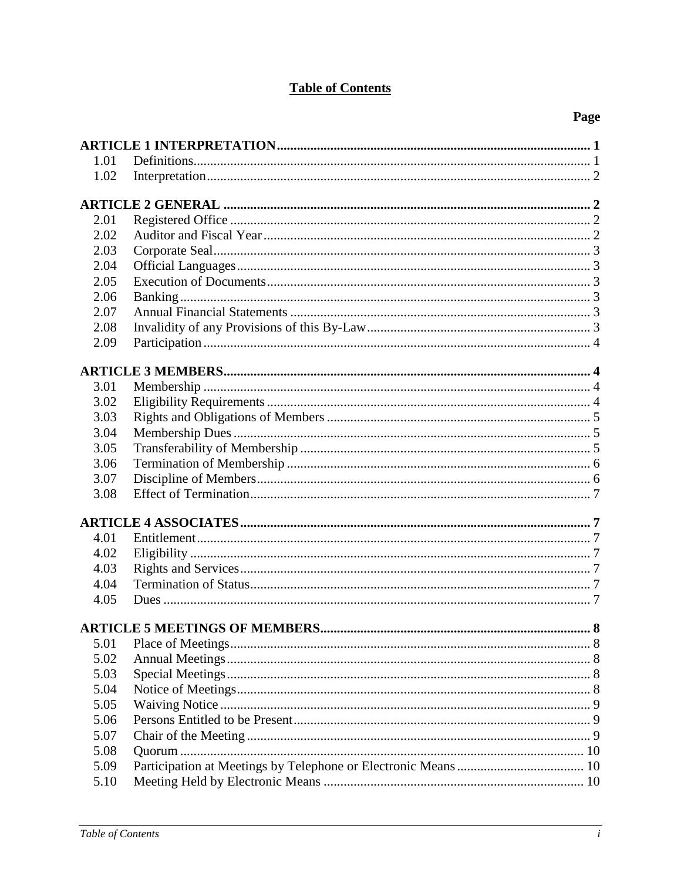# Table of Contents

| | | Page |
|---|---|---|
| **ARTICLE 1 INTERPRETATION** | | **1** |
| 1.01 | Definitions | 1 |
| 1.02 | Interpretation | 2 |
| **ARTICLE 2 GENERAL** | | **2** |
| 2.01 | Registered Office | 2 |
| 2.02 | Auditor and Fiscal Year | 2 |
| 2.03 | Corporate Seal | 3 |
| 2.04 | Official Languages | 3 |
| 2.05 | Execution of Documents | 3 |
| 2.06 | Banking | 3 |
| 2.07 | Annual Financial Statements | 3 |
| 2.08 | Invalidity of any Provisions of this By-Law | 3 |
| 2.09 | Participation | 4 |
| **ARTICLE 3 MEMBERS** | | **4** |
| 3.01 | Membership | 4 |
| 3.02 | Eligibility Requirements | 4 |
| 3.03 | Rights and Obligations of Members | 5 |
| 3.04 | Membership Dues | 5 |
| 3.05 | Transferability of Membership | 5 |
| 3.06 | Termination of Membership | 6 |
| 3.07 | Discipline of Members | 6 |
| 3.08 | Effect of Termination | 7 |
| **ARTICLE 4 ASSOCIATES** | | **7** |
| 4.01 | Entitlement | 7 |
| 4.02 | Eligibility | 7 |
| 4.03 | Rights and Services | 7 |
| 4.04 | Termination of Status | 7 |
| 4.05 | Dues | 7 |
| **ARTICLE 5 MEETINGS OF MEMBERS** | | **8** |
| 5.01 | Place of Meetings | 8 |
| 5.02 | Annual Meetings | 8 |
| 5.03 | Special Meetings | 8 |
| 5.04 | Notice of Meetings | 8 |
| 5.05 | Waiving Notice | 9 |
| 5.06 | Persons Entitled to be Present | 9 |
| 5.07 | Chair of the Meeting | 9 |
| 5.08 | Quorum | 10 |
| 5.09 | Participation at Meetings by Telephone or Electronic Means | 10 |
| 5.10 | Meeting Held by Electronic Means | 10 |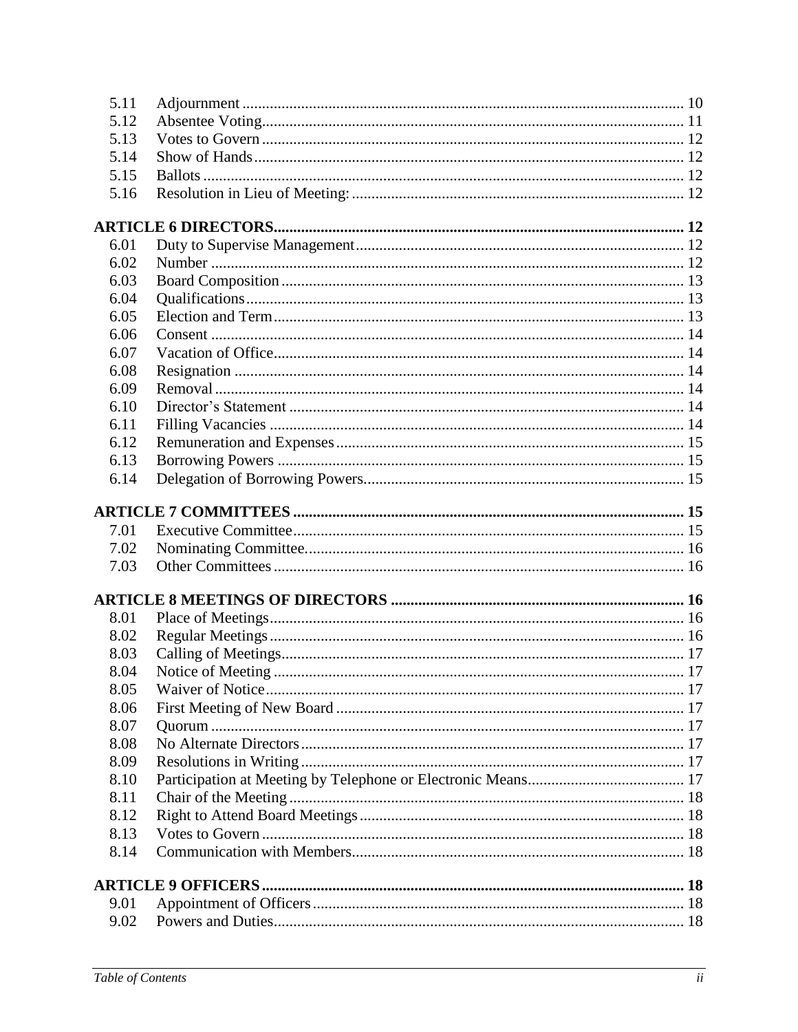| | | |
|---|---|---|
| 5.11 | Adjournment | 10 |
| 5.12 | Absentee Voting | 11 |
| 5.13 | Votes to Govern | 12 |
| 5.14 | Show of Hands | 12 |
| 5.15 | Ballots | 12 |
| 5.16 | Resolution in Lieu of Meeting: | 12 |

**ARTICLE 6 DIRECTORS** ... **12**

| | | |
|---|---|---|
| 6.01 | Duty to Supervise Management | 12 |
| 6.02 | Number | 12 |
| 6.03 | Board Composition | 13 |
| 6.04 | Qualifications | 13 |
| 6.05 | Election and Term | 13 |
| 6.06 | Consent | 14 |
| 6.07 | Vacation of Office | 14 |
| 6.08 | Resignation | 14 |
| 6.09 | Removal | 14 |
| 6.10 | Director's Statement | 14 |
| 6.11 | Filling Vacancies | 14 |
| 6.12 | Remuneration and Expenses | 15 |
| 6.13 | Borrowing Powers | 15 |
| 6.14 | Delegation of Borrowing Powers | 15 |

**ARTICLE 7 COMMITTEES** ... **15**

| | | |
|---|---|---|
| 7.01 | Executive Committee | 15 |
| 7.02 | Nominating Committee. | 16 |
| 7.03 | Other Committees | 16 |

**ARTICLE 8 MEETINGS OF DIRECTORS** ... **16**

| | | |
|---|---|---|
| 8.01 | Place of Meetings | 16 |
| 8.02 | Regular Meetings | 16 |
| 8.03 | Calling of Meetings | 17 |
| 8.04 | Notice of Meeting | 17 |
| 8.05 | Waiver of Notice | 17 |
| 8.06 | First Meeting of New Board | 17 |
| 8.07 | Quorum | 17 |
| 8.08 | No Alternate Directors | 17 |
| 8.09 | Resolutions in Writing | 17 |
| 8.10 | Participation at Meeting by Telephone or Electronic Means | 17 |
| 8.11 | Chair of the Meeting | 18 |
| 8.12 | Right to Attend Board Meetings | 18 |
| 8.13 | Votes to Govern | 18 |
| 8.14 | Communication with Members | 18 |

**ARTICLE 9 OFFICERS** ... **18**

| | | |
|---|---|---|
| 9.01 | Appointment of Officers | 18 |
| 9.02 | Powers and Duties | 18 |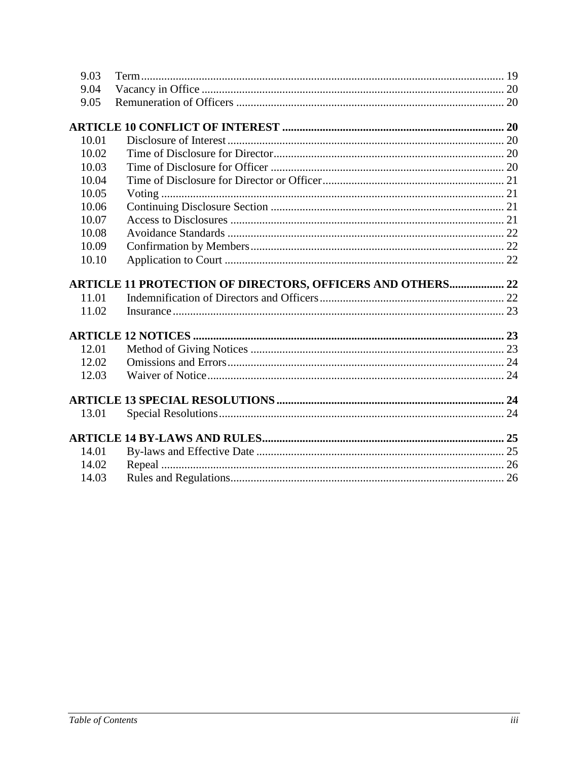| | | |
|---|---|---|
| 9.03 | Term | 19 |
| 9.04 | Vacancy in Office | 20 |
| 9.05 | Remuneration of Officers | 20 |

**ARTICLE 10 CONFLICT OF INTEREST** ..... **20**

| | | |
|---|---|---|
| 10.01 | Disclosure of Interest | 20 |
| 10.02 | Time of Disclosure for Director | 20 |
| 10.03 | Time of Disclosure for Officer | 20 |
| 10.04 | Time of Disclosure for Director or Officer | 21 |
| 10.05 | Voting | 21 |
| 10.06 | Continuing Disclosure Section | 21 |
| 10.07 | Access to Disclosures | 21 |
| 10.08 | Avoidance Standards | 22 |
| 10.09 | Confirmation by Members | 22 |
| 10.10 | Application to Court | 22 |

**ARTICLE 11 PROTECTION OF DIRECTORS, OFFICERS AND OTHERS** ..... **22**

| | | |
|---|---|---|
| 11.01 | Indemnification of Directors and Officers | 22 |
| 11.02 | Insurance | 23 |

**ARTICLE 12 NOTICES** ..... **23**

| | | |
|---|---|---|
| 12.01 | Method of Giving Notices | 23 |
| 12.02 | Omissions and Errors | 24 |
| 12.03 | Waiver of Notice | 24 |

**ARTICLE 13 SPECIAL RESOLUTIONS** ..... **24**

| | | |
|---|---|---|
| 13.01 | Special Resolutions | 24 |

**ARTICLE 14 BY-LAWS AND RULES** ..... **25**

| | | |
|---|---|---|
| 14.01 | By-laws and Effective Date | 25 |
| 14.02 | Repeal | 26 |
| 14.03 | Rules and Regulations | 26 |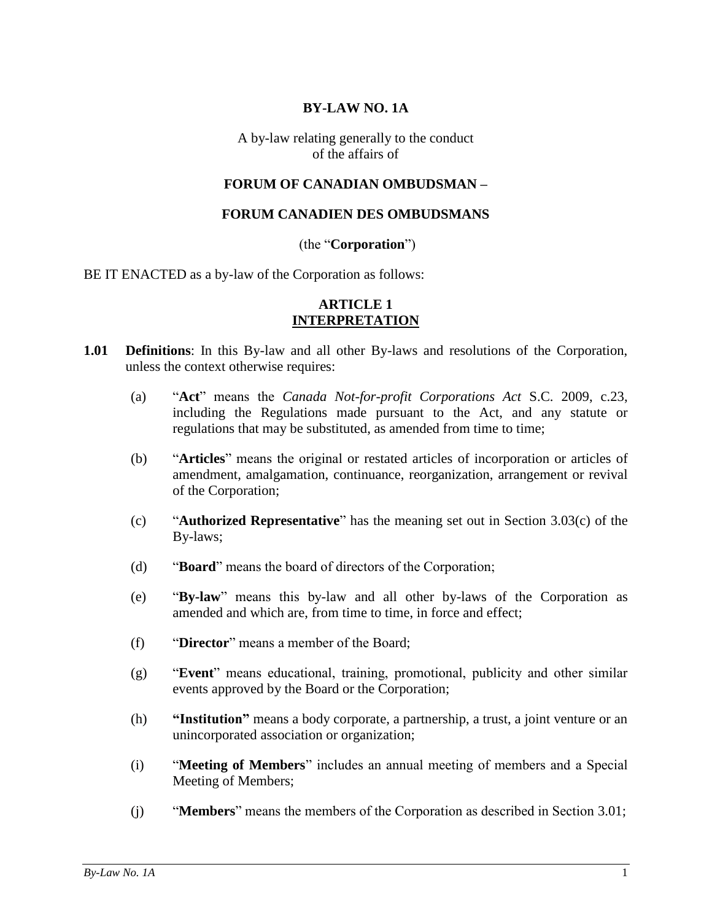**BY-LAW NO. 1A**

A by-law relating generally to the conduct of the affairs of

**FORUM OF CANADIAN OMBUDSMAN –**

**FORUM CANADIEN DES OMBUDSMANS**

(the "**Corporation**")

BE IT ENACTED as a by-law of the Corporation as follows:

## ARTICLE 1
## INTERPRETATION

**1.01 Definitions**: In this By-law and all other By-laws and resolutions of the Corporation, unless the context otherwise requires:

(a) "**Act**" means the *Canada Not-for-profit Corporations Act* S.C. 2009, c.23, including the Regulations made pursuant to the Act, and any statute or regulations that may be substituted, as amended from time to time;

(b) "**Articles**" means the original or restated articles of incorporation or articles of amendment, amalgamation, continuance, reorganization, arrangement or revival of the Corporation;

(c) "**Authorized Representative**" has the meaning set out in Section 3.03(c) of the By-laws;

(d) "**Board**" means the board of directors of the Corporation;

(e) "**By-law**" means this by-law and all other by-laws of the Corporation as amended and which are, from time to time, in force and effect;

(f) "**Director**" means a member of the Board;

(g) "**Event**" means educational, training, promotional, publicity and other similar events approved by the Board or the Corporation;

(h) **"Institution"** means a body corporate, a partnership, a trust, a joint venture or an unincorporated association or organization;

(i) "**Meeting of Members**" includes an annual meeting of members and a Special Meeting of Members;

(j) "**Members**" means the members of the Corporation as described in Section 3.01;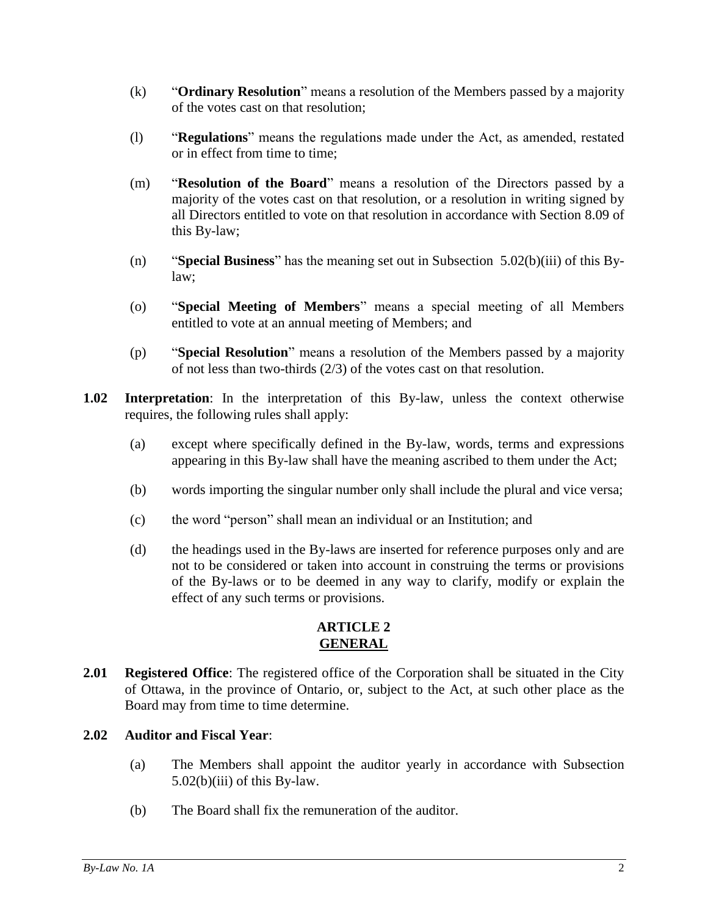(k) "**Ordinary Resolution**" means a resolution of the Members passed by a majority of the votes cast on that resolution;

(l) "**Regulations**" means the regulations made under the Act, as amended, restated or in effect from time to time;

(m) "**Resolution of the Board**" means a resolution of the Directors passed by a majority of the votes cast on that resolution, or a resolution in writing signed by all Directors entitled to vote on that resolution in accordance with Section 8.09 of this By-law;

(n) "**Special Business**" has the meaning set out in Subsection 5.02(b)(iii) of this By-law;

(o) "**Special Meeting of Members**" means a special meeting of all Members entitled to vote at an annual meeting of Members; and

(p) "**Special Resolution**" means a resolution of the Members passed by a majority of not less than two-thirds (2/3) of the votes cast on that resolution.

**1.02 Interpretation**: In the interpretation of this By-law, unless the context otherwise requires, the following rules shall apply:

(a) except where specifically defined in the By-law, words, terms and expressions appearing in this By-law shall have the meaning ascribed to them under the Act;

(b) words importing the singular number only shall include the plural and vice versa;

(c) the word "person" shall mean an individual or an Institution; and

(d) the headings used in the By-laws are inserted for reference purposes only and are not to be considered or taken into account in construing the terms or provisions of the By-laws or to be deemed in any way to clarify, modify or explain the effect of any such terms or provisions.

## ARTICLE 2
## GENERAL

**2.01 Registered Office**: The registered office of the Corporation shall be situated in the City of Ottawa, in the province of Ontario, or, subject to the Act, at such other place as the Board may from time to time determine.

**2.02 Auditor and Fiscal Year**:

(a) The Members shall appoint the auditor yearly in accordance with Subsection 5.02(b)(iii) of this By-law.

(b) The Board shall fix the remuneration of the auditor.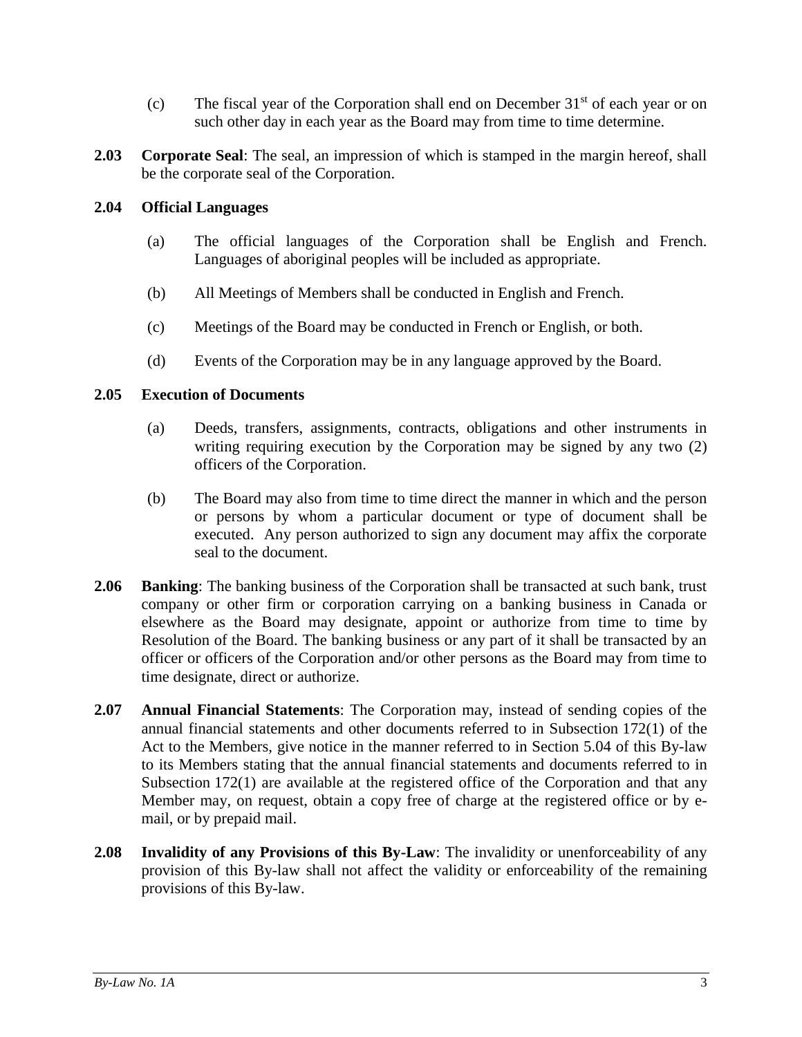(c) The fiscal year of the Corporation shall end on December 31st of each year or on such other day in each year as the Board may from time to time determine.

**2.03 Corporate Seal**: The seal, an impression of which is stamped in the margin hereof, shall be the corporate seal of the Corporation.

**2.04 Official Languages**

(a) The official languages of the Corporation shall be English and French. Languages of aboriginal peoples will be included as appropriate.

(b) All Meetings of Members shall be conducted in English and French.

(c) Meetings of the Board may be conducted in French or English, or both.

(d) Events of the Corporation may be in any language approved by the Board.

**2.05 Execution of Documents**

(a) Deeds, transfers, assignments, contracts, obligations and other instruments in writing requiring execution by the Corporation may be signed by any two (2) officers of the Corporation.

(b) The Board may also from time to time direct the manner in which and the person or persons by whom a particular document or type of document shall be executed. Any person authorized to sign any document may affix the corporate seal to the document.

**2.06 Banking**: The banking business of the Corporation shall be transacted at such bank, trust company or other firm or corporation carrying on a banking business in Canada or elsewhere as the Board may designate, appoint or authorize from time to time by Resolution of the Board. The banking business or any part of it shall be transacted by an officer or officers of the Corporation and/or other persons as the Board may from time to time designate, direct or authorize.

**2.07 Annual Financial Statements**: The Corporation may, instead of sending copies of the annual financial statements and other documents referred to in Subsection 172(1) of the Act to the Members, give notice in the manner referred to in Section 5.04 of this By-law to its Members stating that the annual financial statements and documents referred to in Subsection 172(1) are available at the registered office of the Corporation and that any Member may, on request, obtain a copy free of charge at the registered office or by e-mail, or by prepaid mail.

**2.08 Invalidity of any Provisions of this By-Law**: The invalidity or unenforceability of any provision of this By-law shall not affect the validity or enforceability of the remaining provisions of this By-law.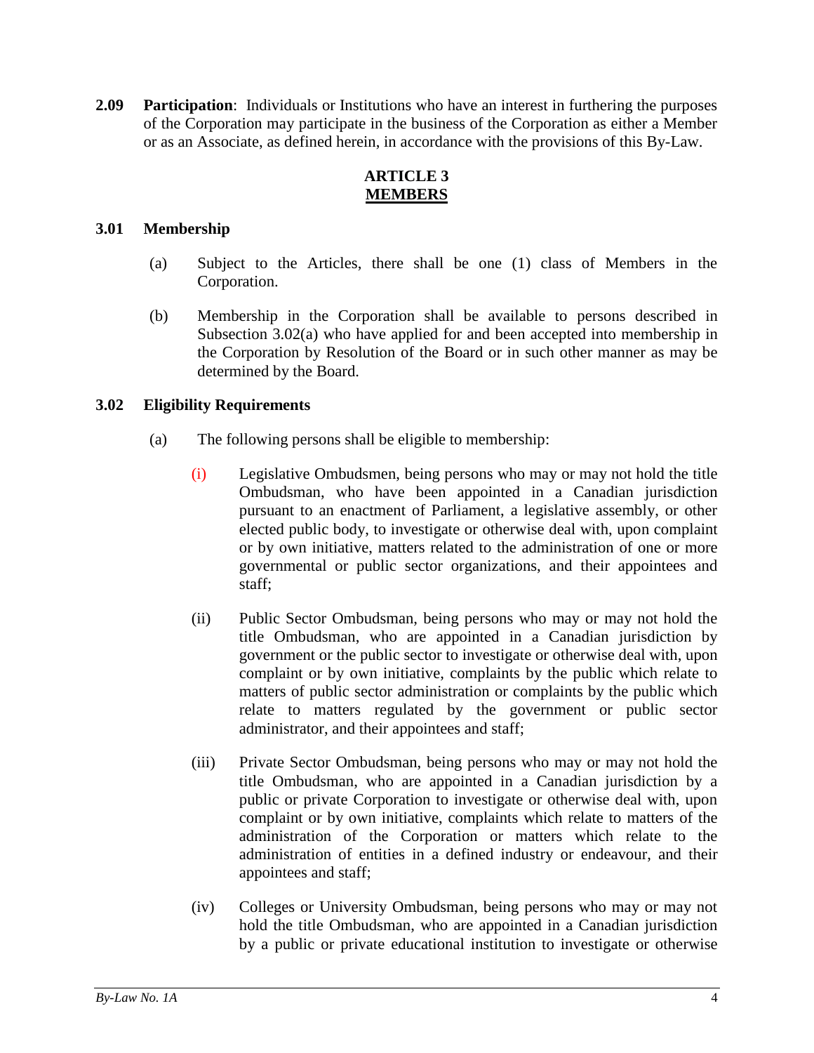**2.09 Participation**: Individuals or Institutions who have an interest in furthering the purposes of the Corporation may participate in the business of the Corporation as either a Member or as an Associate, as defined herein, in accordance with the provisions of this By-Law.

## ARTICLE 3
## MEMBERS

### 3.01 Membership

(a) Subject to the Articles, there shall be one (1) class of Members in the Corporation.

(b) Membership in the Corporation shall be available to persons described in Subsection 3.02(a) who have applied for and been accepted into membership in the Corporation by Resolution of the Board or in such other manner as may be determined by the Board.

### 3.02 Eligibility Requirements

(a) The following persons shall be eligible to membership:

(i) Legislative Ombudsmen, being persons who may or may not hold the title Ombudsman, who have been appointed in a Canadian jurisdiction pursuant to an enactment of Parliament, a legislative assembly, or other elected public body, to investigate or otherwise deal with, upon complaint or by own initiative, matters related to the administration of one or more governmental or public sector organizations, and their appointees and staff;

(ii) Public Sector Ombudsman, being persons who may or may not hold the title Ombudsman, who are appointed in a Canadian jurisdiction by government or the public sector to investigate or otherwise deal with, upon complaint or by own initiative, complaints by the public which relate to matters of public sector administration or complaints by the public which relate to matters regulated by the government or public sector administrator, and their appointees and staff;

(iii) Private Sector Ombudsman, being persons who may or may not hold the title Ombudsman, who are appointed in a Canadian jurisdiction by a public or private Corporation to investigate or otherwise deal with, upon complaint or by own initiative, complaints which relate to matters of the administration of the Corporation or matters which relate to the administration of entities in a defined industry or endeavour, and their appointees and staff;

(iv) Colleges or University Ombudsman, being persons who may or may not hold the title Ombudsman, who are appointed in a Canadian jurisdiction by a public or private educational institution to investigate or otherwise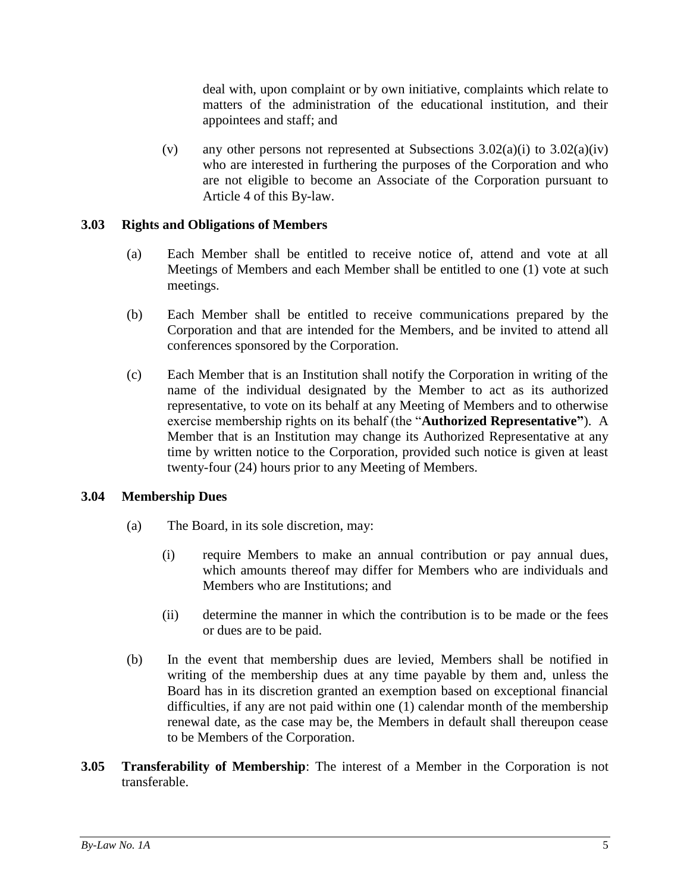deal with, upon complaint or by own initiative, complaints which relate to matters of the administration of the educational institution, and their appointees and staff; and

(v) any other persons not represented at Subsections 3.02(a)(i) to 3.02(a)(iv) who are interested in furthering the purposes of the Corporation and who are not eligible to become an Associate of the Corporation pursuant to Article 4 of this By-law.

### 3.03 Rights and Obligations of Members

(a) Each Member shall be entitled to receive notice of, attend and vote at all Meetings of Members and each Member shall be entitled to one (1) vote at such meetings.

(b) Each Member shall be entitled to receive communications prepared by the Corporation and that are intended for the Members, and be invited to attend all conferences sponsored by the Corporation.

(c) Each Member that is an Institution shall notify the Corporation in writing of the name of the individual designated by the Member to act as its authorized representative, to vote on its behalf at any Meeting of Members and to otherwise exercise membership rights on its behalf (the "**Authorized Representative"**). A Member that is an Institution may change its Authorized Representative at any time by written notice to the Corporation, provided such notice is given at least twenty-four (24) hours prior to any Meeting of Members.

### 3.04 Membership Dues

(a) The Board, in its sole discretion, may:

(i) require Members to make an annual contribution or pay annual dues, which amounts thereof may differ for Members who are individuals and Members who are Institutions; and

(ii) determine the manner in which the contribution is to be made or the fees or dues are to be paid.

(b) In the event that membership dues are levied, Members shall be notified in writing of the membership dues at any time payable by them and, unless the Board has in its discretion granted an exemption based on exceptional financial difficulties, if any are not paid within one (1) calendar month of the membership renewal date, as the case may be, the Members in default shall thereupon cease to be Members of the Corporation.

**3.05 Transferability of Membership**: The interest of a Member in the Corporation is not transferable.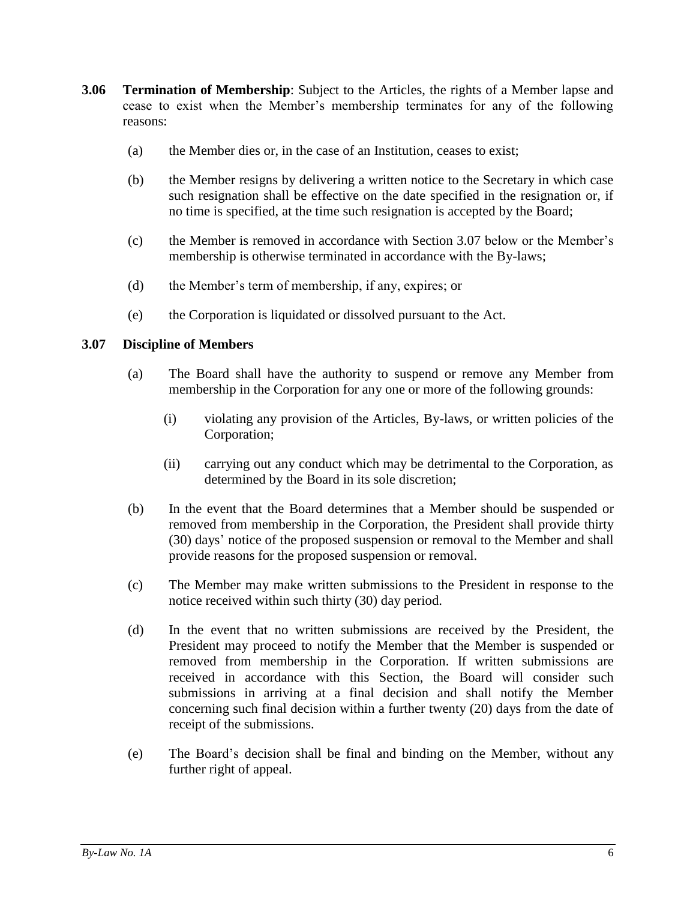**3.06 Termination of Membership**: Subject to the Articles, the rights of a Member lapse and cease to exist when the Member's membership terminates for any of the following reasons:

(a) the Member dies or, in the case of an Institution, ceases to exist;

(b) the Member resigns by delivering a written notice to the Secretary in which case such resignation shall be effective on the date specified in the resignation or, if no time is specified, at the time such resignation is accepted by the Board;

(c) the Member is removed in accordance with Section 3.07 below or the Member's membership is otherwise terminated in accordance with the By-laws;

(d) the Member's term of membership, if any, expires; or

(e) the Corporation is liquidated or dissolved pursuant to the Act.

**3.07 Discipline of Members**

(a) The Board shall have the authority to suspend or remove any Member from membership in the Corporation for any one or more of the following grounds:

(i) violating any provision of the Articles, By-laws, or written policies of the Corporation;

(ii) carrying out any conduct which may be detrimental to the Corporation, as determined by the Board in its sole discretion;

(b) In the event that the Board determines that a Member should be suspended or removed from membership in the Corporation, the President shall provide thirty (30) days' notice of the proposed suspension or removal to the Member and shall provide reasons for the proposed suspension or removal.

(c) The Member may make written submissions to the President in response to the notice received within such thirty (30) day period.

(d) In the event that no written submissions are received by the President, the President may proceed to notify the Member that the Member is suspended or removed from membership in the Corporation. If written submissions are received in accordance with this Section, the Board will consider such submissions in arriving at a final decision and shall notify the Member concerning such final decision within a further twenty (20) days from the date of receipt of the submissions.

(e) The Board's decision shall be final and binding on the Member, without any further right of appeal.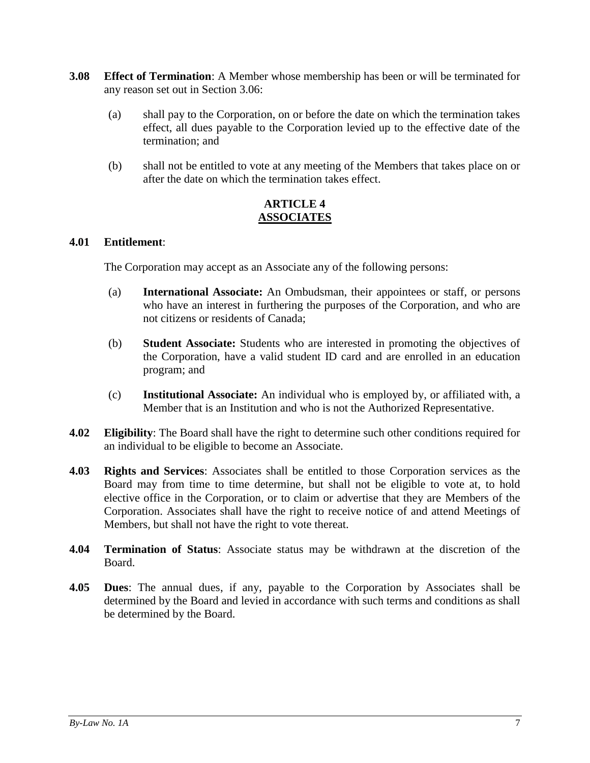**3.08** **Effect of Termination**: A Member whose membership has been or will be terminated for any reason set out in Section 3.06:

(a) shall pay to the Corporation, on or before the date on which the termination takes effect, all dues payable to the Corporation levied up to the effective date of the termination; and

(b) shall not be entitled to vote at any meeting of the Members that takes place on or after the date on which the termination takes effect.

## ARTICLE 4
## ASSOCIATES

**4.01** **Entitlement**:

The Corporation may accept as an Associate any of the following persons:

(a) **International Associate:** An Ombudsman, their appointees or staff, or persons who have an interest in furthering the purposes of the Corporation, and who are not citizens or residents of Canada;

(b) **Student Associate:** Students who are interested in promoting the objectives of the Corporation, have a valid student ID card and are enrolled in an education program; and

(c) **Institutional Associate:** An individual who is employed by, or affiliated with, a Member that is an Institution and who is not the Authorized Representative.

**4.02** **Eligibility**: The Board shall have the right to determine such other conditions required for an individual to be eligible to become an Associate.

**4.03** **Rights and Services**: Associates shall be entitled to those Corporation services as the Board may from time to time determine, but shall not be eligible to vote at, to hold elective office in the Corporation, or to claim or advertise that they are Members of the Corporation. Associates shall have the right to receive notice of and attend Meetings of Members, but shall not have the right to vote thereat.

**4.04** **Termination of Status**: Associate status may be withdrawn at the discretion of the Board.

**4.05** **Dues**: The annual dues, if any, payable to the Corporation by Associates shall be determined by the Board and levied in accordance with such terms and conditions as shall be determined by the Board.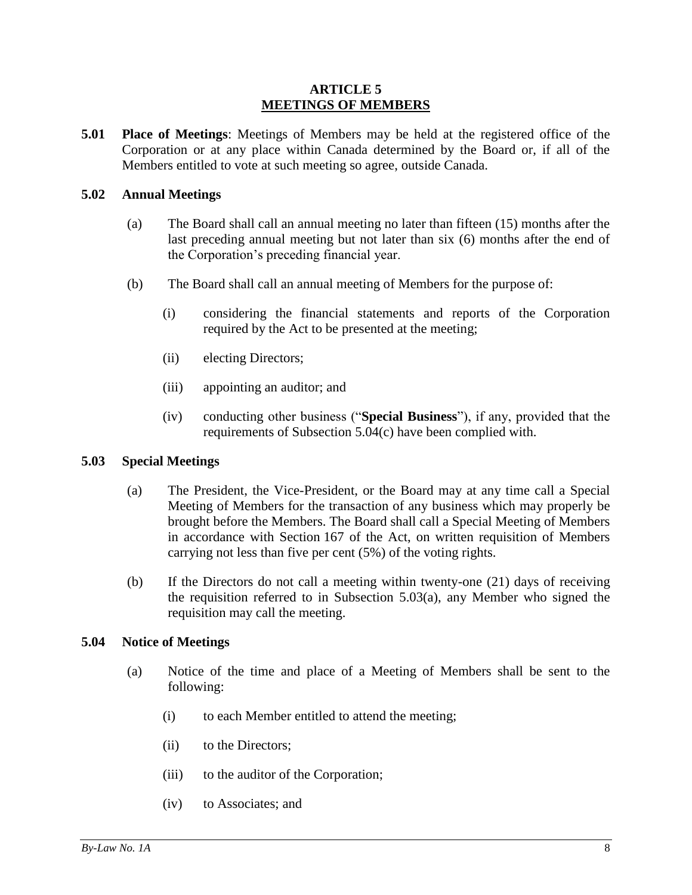# ARTICLE 5
## MEETINGS OF MEMBERS

**5.01 Place of Meetings**: Meetings of Members may be held at the registered office of the Corporation or at any place within Canada determined by the Board or, if all of the Members entitled to vote at such meeting so agree, outside Canada.

**5.02 Annual Meetings**

(a) The Board shall call an annual meeting no later than fifteen (15) months after the last preceding annual meeting but not later than six (6) months after the end of the Corporation's preceding financial year.

(b) The Board shall call an annual meeting of Members for the purpose of:

(i) considering the financial statements and reports of the Corporation required by the Act to be presented at the meeting;

(ii) electing Directors;

(iii) appointing an auditor; and

(iv) conducting other business ("**Special Business**"), if any, provided that the requirements of Subsection 5.04(c) have been complied with.

**5.03 Special Meetings**

(a) The President, the Vice-President, or the Board may at any time call a Special Meeting of Members for the transaction of any business which may properly be brought before the Members. The Board shall call a Special Meeting of Members in accordance with Section 167 of the Act, on written requisition of Members carrying not less than five per cent (5%) of the voting rights.

(b) If the Directors do not call a meeting within twenty-one (21) days of receiving the requisition referred to in Subsection 5.03(a), any Member who signed the requisition may call the meeting.

**5.04 Notice of Meetings**

(a) Notice of the time and place of a Meeting of Members shall be sent to the following:

(i) to each Member entitled to attend the meeting;

(ii) to the Directors;

(iii) to the auditor of the Corporation;

(iv) to Associates; and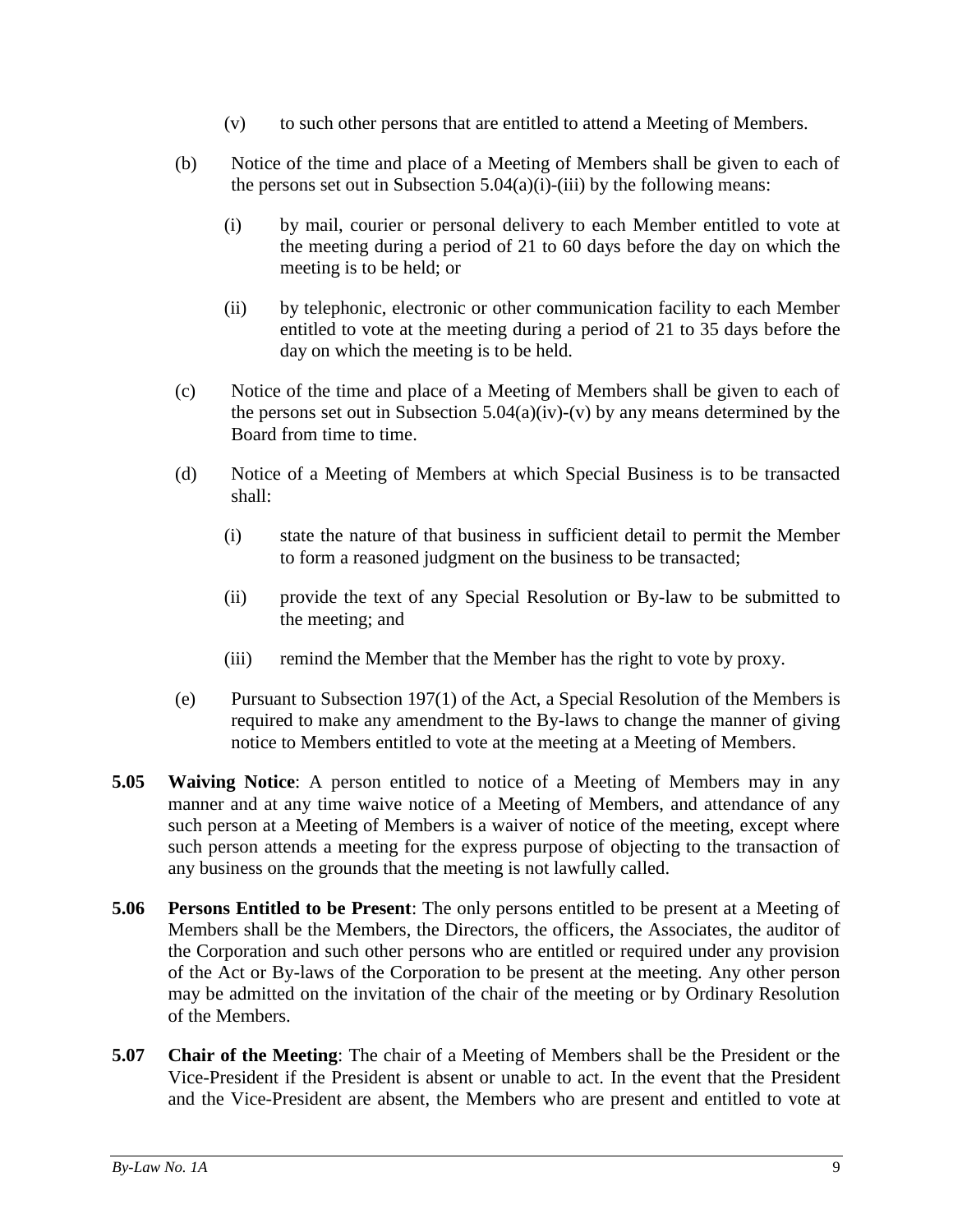(v) to such other persons that are entitled to attend a Meeting of Members.

(b) Notice of the time and place of a Meeting of Members shall be given to each of the persons set out in Subsection 5.04(a)(i)-(iii) by the following means:

(i) by mail, courier or personal delivery to each Member entitled to vote at the meeting during a period of 21 to 60 days before the day on which the meeting is to be held; or

(ii) by telephonic, electronic or other communication facility to each Member entitled to vote at the meeting during a period of 21 to 35 days before the day on which the meeting is to be held.

(c) Notice of the time and place of a Meeting of Members shall be given to each of the persons set out in Subsection 5.04(a)(iv)-(v) by any means determined by the Board from time to time.

(d) Notice of a Meeting of Members at which Special Business is to be transacted shall:

(i) state the nature of that business in sufficient detail to permit the Member to form a reasoned judgment on the business to be transacted;

(ii) provide the text of any Special Resolution or By-law to be submitted to the meeting; and

(iii) remind the Member that the Member has the right to vote by proxy.

(e) Pursuant to Subsection 197(1) of the Act, a Special Resolution of the Members is required to make any amendment to the By-laws to change the manner of giving notice to Members entitled to vote at the meeting at a Meeting of Members.

**5.05 Waiving Notice**: A person entitled to notice of a Meeting of Members may in any manner and at any time waive notice of a Meeting of Members, and attendance of any such person at a Meeting of Members is a waiver of notice of the meeting, except where such person attends a meeting for the express purpose of objecting to the transaction of any business on the grounds that the meeting is not lawfully called.

**5.06 Persons Entitled to be Present**: The only persons entitled to be present at a Meeting of Members shall be the Members, the Directors, the officers, the Associates, the auditor of the Corporation and such other persons who are entitled or required under any provision of the Act or By-laws of the Corporation to be present at the meeting. Any other person may be admitted on the invitation of the chair of the meeting or by Ordinary Resolution of the Members.

**5.07 Chair of the Meeting**: The chair of a Meeting of Members shall be the President or the Vice-President if the President is absent or unable to act. In the event that the President and the Vice-President are absent, the Members who are present and entitled to vote at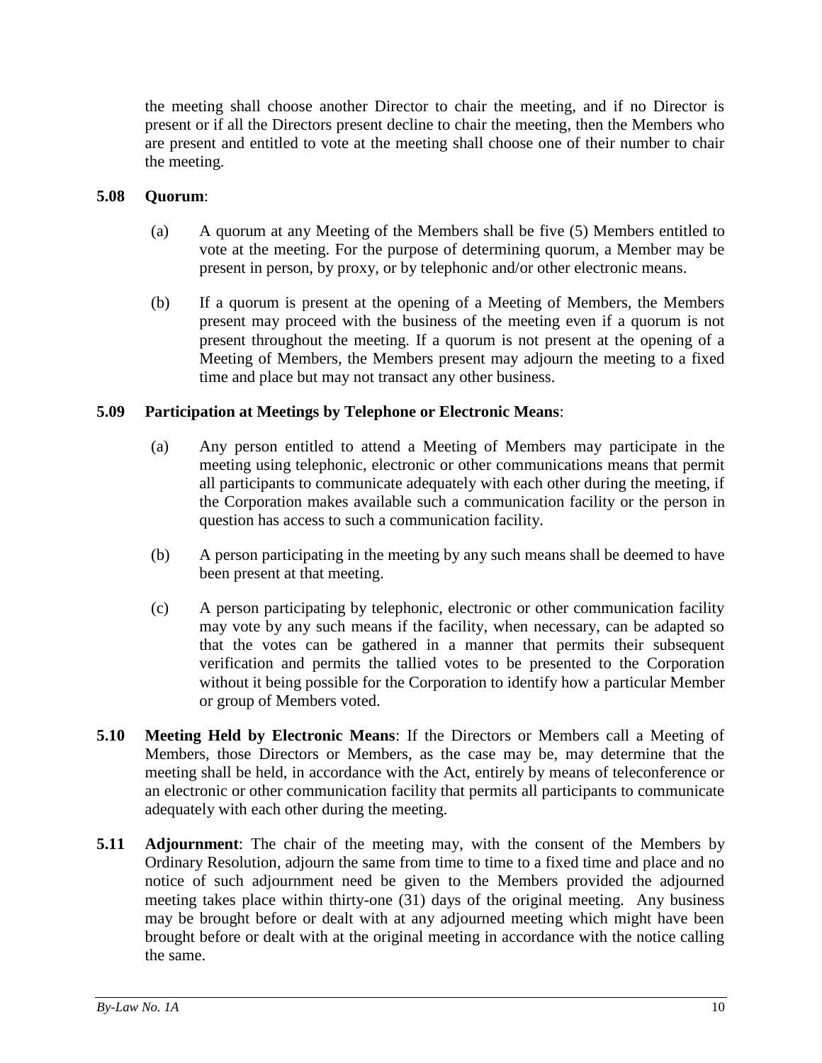the meeting shall choose another Director to chair the meeting, and if no Director is present or if all the Directors present decline to chair the meeting, then the Members who are present and entitled to vote at the meeting shall choose one of their number to chair the meeting.

**5.08 Quorum**:

(a) A quorum at any Meeting of the Members shall be five (5) Members entitled to vote at the meeting. For the purpose of determining quorum, a Member may be present in person, by proxy, or by telephonic and/or other electronic means.

(b) If a quorum is present at the opening of a Meeting of Members, the Members present may proceed with the business of the meeting even if a quorum is not present throughout the meeting. If a quorum is not present at the opening of a Meeting of Members, the Members present may adjourn the meeting to a fixed time and place but may not transact any other business.

**5.09 Participation at Meetings by Telephone or Electronic Means**:

(a) Any person entitled to attend a Meeting of Members may participate in the meeting using telephonic, electronic or other communications means that permit all participants to communicate adequately with each other during the meeting, if the Corporation makes available such a communication facility or the person in question has access to such a communication facility.

(b) A person participating in the meeting by any such means shall be deemed to have been present at that meeting.

(c) A person participating by telephonic, electronic or other communication facility may vote by any such means if the facility, when necessary, can be adapted so that the votes can be gathered in a manner that permits their subsequent verification and permits the tallied votes to be presented to the Corporation without it being possible for the Corporation to identify how a particular Member or group of Members voted.

**5.10 Meeting Held by Electronic Means**: If the Directors or Members call a Meeting of Members, those Directors or Members, as the case may be, may determine that the meeting shall be held, in accordance with the Act, entirely by means of teleconference or an electronic or other communication facility that permits all participants to communicate adequately with each other during the meeting.

**5.11 Adjournment**: The chair of the meeting may, with the consent of the Members by Ordinary Resolution, adjourn the same from time to time to a fixed time and place and no notice of such adjournment need be given to the Members provided the adjourned meeting takes place within thirty-one (31) days of the original meeting. Any business may be brought before or dealt with at any adjourned meeting which might have been brought before or dealt with at the original meeting in accordance with the notice calling the same.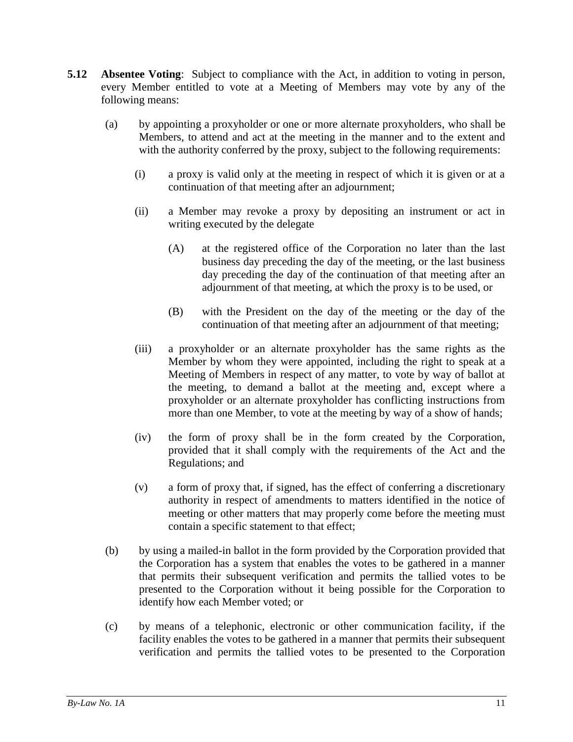**5.12 Absentee Voting**: Subject to compliance with the Act, in addition to voting in person, every Member entitled to vote at a Meeting of Members may vote by any of the following means:

(a) by appointing a proxyholder or one or more alternate proxyholders, who shall be Members, to attend and act at the meeting in the manner and to the extent and with the authority conferred by the proxy, subject to the following requirements:

   (i) a proxy is valid only at the meeting in respect of which it is given or at a continuation of that meeting after an adjournment;

   (ii) a Member may revoke a proxy by depositing an instrument or act in writing executed by the delegate

      (A) at the registered office of the Corporation no later than the last business day preceding the day of the meeting, or the last business day preceding the day of the continuation of that meeting after an adjournment of that meeting, at which the proxy is to be used, or

      (B) with the President on the day of the meeting or the day of the continuation of that meeting after an adjournment of that meeting;

   (iii) a proxyholder or an alternate proxyholder has the same rights as the Member by whom they were appointed, including the right to speak at a Meeting of Members in respect of any matter, to vote by way of ballot at the meeting, to demand a ballot at the meeting and, except where a proxyholder or an alternate proxyholder has conflicting instructions from more than one Member, to vote at the meeting by way of a show of hands;

   (iv) the form of proxy shall be in the form created by the Corporation, provided that it shall comply with the requirements of the Act and the Regulations; and

   (v) a form of proxy that, if signed, has the effect of conferring a discretionary authority in respect of amendments to matters identified in the notice of meeting or other matters that may properly come before the meeting must contain a specific statement to that effect;

(b) by using a mailed-in ballot in the form provided by the Corporation provided that the Corporation has a system that enables the votes to be gathered in a manner that permits their subsequent verification and permits the tallied votes to be presented to the Corporation without it being possible for the Corporation to identify how each Member voted; or

(c) by means of a telephonic, electronic or other communication facility, if the facility enables the votes to be gathered in a manner that permits their subsequent verification and permits the tallied votes to be presented to the Corporation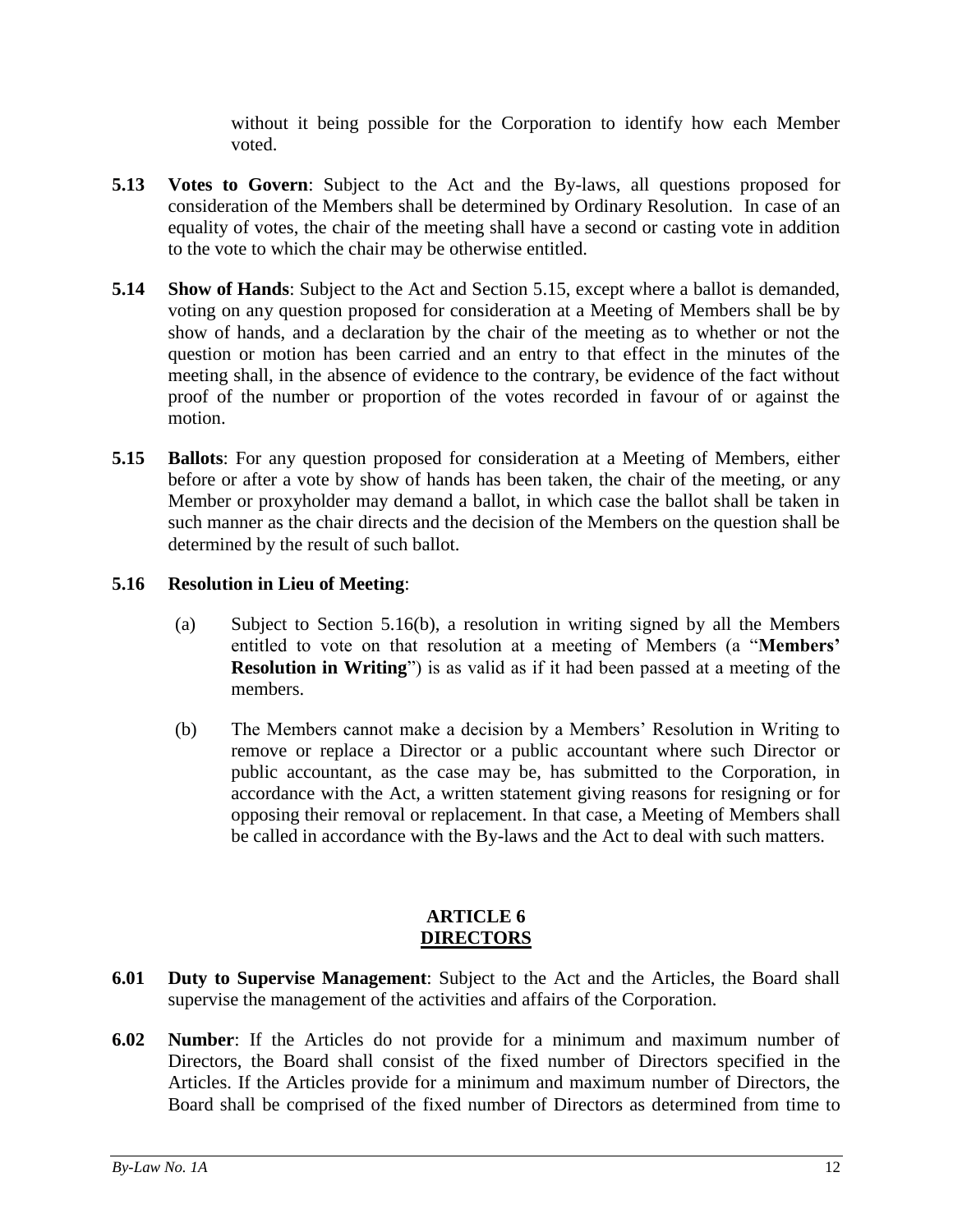without it being possible for the Corporation to identify how each Member voted.

**5.13 Votes to Govern**: Subject to the Act and the By-laws, all questions proposed for consideration of the Members shall be determined by Ordinary Resolution. In case of an equality of votes, the chair of the meeting shall have a second or casting vote in addition to the vote to which the chair may be otherwise entitled.

**5.14 Show of Hands**: Subject to the Act and Section 5.15, except where a ballot is demanded, voting on any question proposed for consideration at a Meeting of Members shall be by show of hands, and a declaration by the chair of the meeting as to whether or not the question or motion has been carried and an entry to that effect in the minutes of the meeting shall, in the absence of evidence to the contrary, be evidence of the fact without proof of the number or proportion of the votes recorded in favour of or against the motion.

**5.15 Ballots**: For any question proposed for consideration at a Meeting of Members, either before or after a vote by show of hands has been taken, the chair of the meeting, or any Member or proxyholder may demand a ballot, in which case the ballot shall be taken in such manner as the chair directs and the decision of the Members on the question shall be determined by the result of such ballot.

**5.16 Resolution in Lieu of Meeting**:

(a) Subject to Section 5.16(b), a resolution in writing signed by all the Members entitled to vote on that resolution at a meeting of Members (a "**Members' Resolution in Writing**") is as valid as if it had been passed at a meeting of the members.

(b) The Members cannot make a decision by a Members' Resolution in Writing to remove or replace a Director or a public accountant where such Director or public accountant, as the case may be, has submitted to the Corporation, in accordance with the Act, a written statement giving reasons for resigning or for opposing their removal or replacement. In that case, a Meeting of Members shall be called in accordance with the By-laws and the Act to deal with such matters.

## ARTICLE 6
## DIRECTORS

**6.01 Duty to Supervise Management**: Subject to the Act and the Articles, the Board shall supervise the management of the activities and affairs of the Corporation.

**6.02 Number**: If the Articles do not provide for a minimum and maximum number of Directors, the Board shall consist of the fixed number of Directors specified in the Articles. If the Articles provide for a minimum and maximum number of Directors, the Board shall be comprised of the fixed number of Directors as determined from time to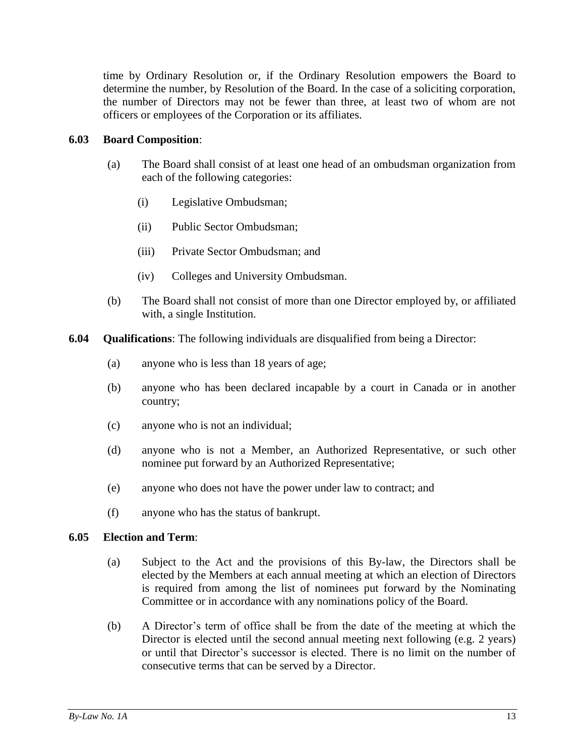time by Ordinary Resolution or, if the Ordinary Resolution empowers the Board to determine the number, by Resolution of the Board. In the case of a soliciting corporation, the number of Directors may not be fewer than three, at least two of whom are not officers or employees of the Corporation or its affiliates.

**6.03 Board Composition**:

(a) The Board shall consist of at least one head of an ombudsman organization from each of the following categories:

(i) Legislative Ombudsman;

(ii) Public Sector Ombudsman;

(iii) Private Sector Ombudsman; and

(iv) Colleges and University Ombudsman.

(b) The Board shall not consist of more than one Director employed by, or affiliated with, a single Institution.

**6.04 Qualifications**: The following individuals are disqualified from being a Director:

(a) anyone who is less than 18 years of age;

(b) anyone who has been declared incapable by a court in Canada or in another country;

(c) anyone who is not an individual;

(d) anyone who is not a Member, an Authorized Representative, or such other nominee put forward by an Authorized Representative;

(e) anyone who does not have the power under law to contract; and

(f) anyone who has the status of bankrupt.

**6.05 Election and Term**:

(a) Subject to the Act and the provisions of this By-law, the Directors shall be elected by the Members at each annual meeting at which an election of Directors is required from among the list of nominees put forward by the Nominating Committee or in accordance with any nominations policy of the Board.

(b) A Director's term of office shall be from the date of the meeting at which the Director is elected until the second annual meeting next following (e.g. 2 years) or until that Director's successor is elected. There is no limit on the number of consecutive terms that can be served by a Director.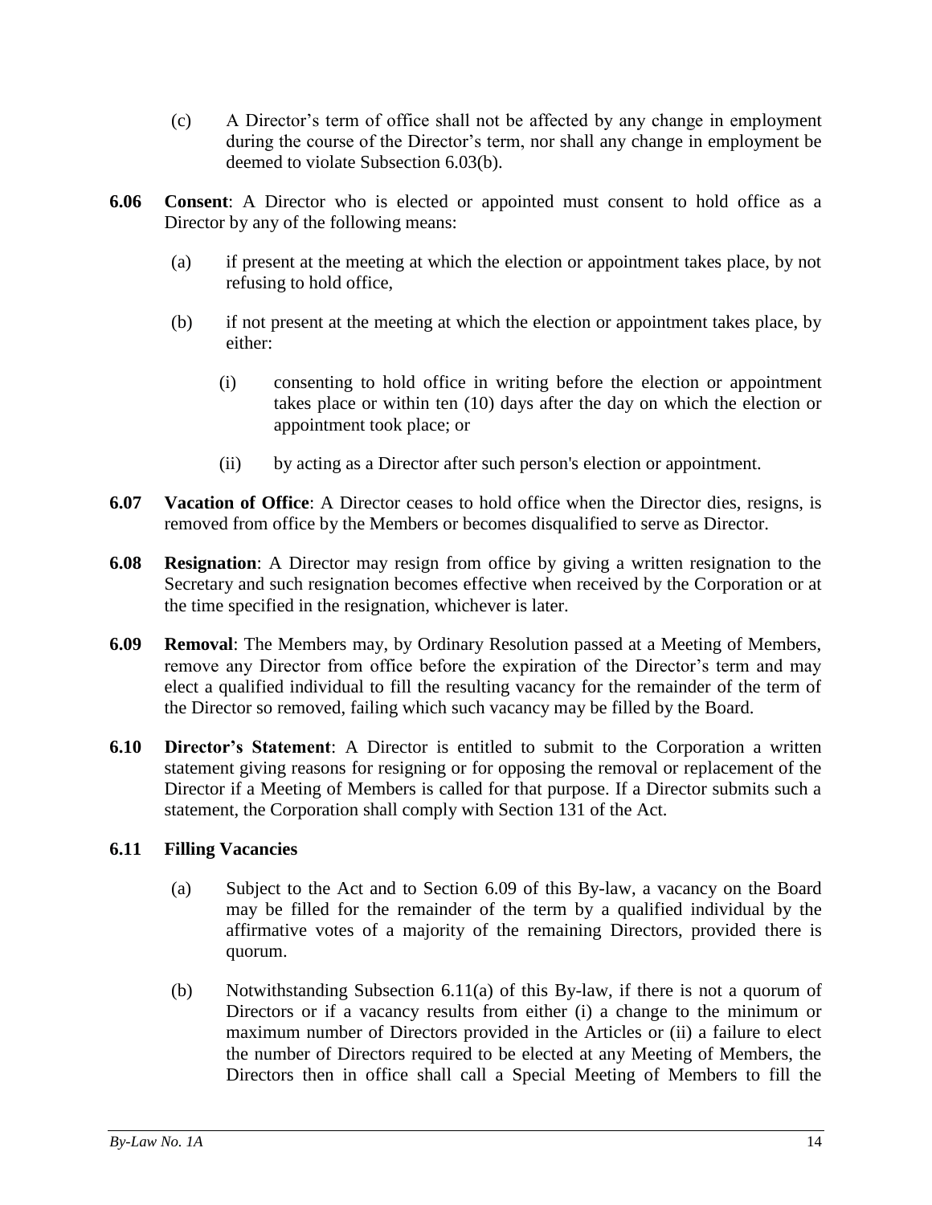(c) A Director's term of office shall not be affected by any change in employment during the course of the Director's term, nor shall any change in employment be deemed to violate Subsection 6.03(b).

**6.06 Consent**: A Director who is elected or appointed must consent to hold office as a Director by any of the following means:

(a) if present at the meeting at which the election or appointment takes place, by not refusing to hold office,

(b) if not present at the meeting at which the election or appointment takes place, by either:

(i) consenting to hold office in writing before the election or appointment takes place or within ten (10) days after the day on which the election or appointment took place; or

(ii) by acting as a Director after such person's election or appointment.

**6.07 Vacation of Office**: A Director ceases to hold office when the Director dies, resigns, is removed from office by the Members or becomes disqualified to serve as Director.

**6.08 Resignation**: A Director may resign from office by giving a written resignation to the Secretary and such resignation becomes effective when received by the Corporation or at the time specified in the resignation, whichever is later.

**6.09 Removal**: The Members may, by Ordinary Resolution passed at a Meeting of Members, remove any Director from office before the expiration of the Director's term and may elect a qualified individual to fill the resulting vacancy for the remainder of the term of the Director so removed, failing which such vacancy may be filled by the Board.

**6.10 Director's Statement**: A Director is entitled to submit to the Corporation a written statement giving reasons for resigning or for opposing the removal or replacement of the Director if a Meeting of Members is called for that purpose. If a Director submits such a statement, the Corporation shall comply with Section 131 of the Act.

**6.11 Filling Vacancies**

(a) Subject to the Act and to Section 6.09 of this By-law, a vacancy on the Board may be filled for the remainder of the term by a qualified individual by the affirmative votes of a majority of the remaining Directors, provided there is quorum.

(b) Notwithstanding Subsection 6.11(a) of this By-law, if there is not a quorum of Directors or if a vacancy results from either (i) a change to the minimum or maximum number of Directors provided in the Articles or (ii) a failure to elect the number of Directors required to be elected at any Meeting of Members, the Directors then in office shall call a Special Meeting of Members to fill the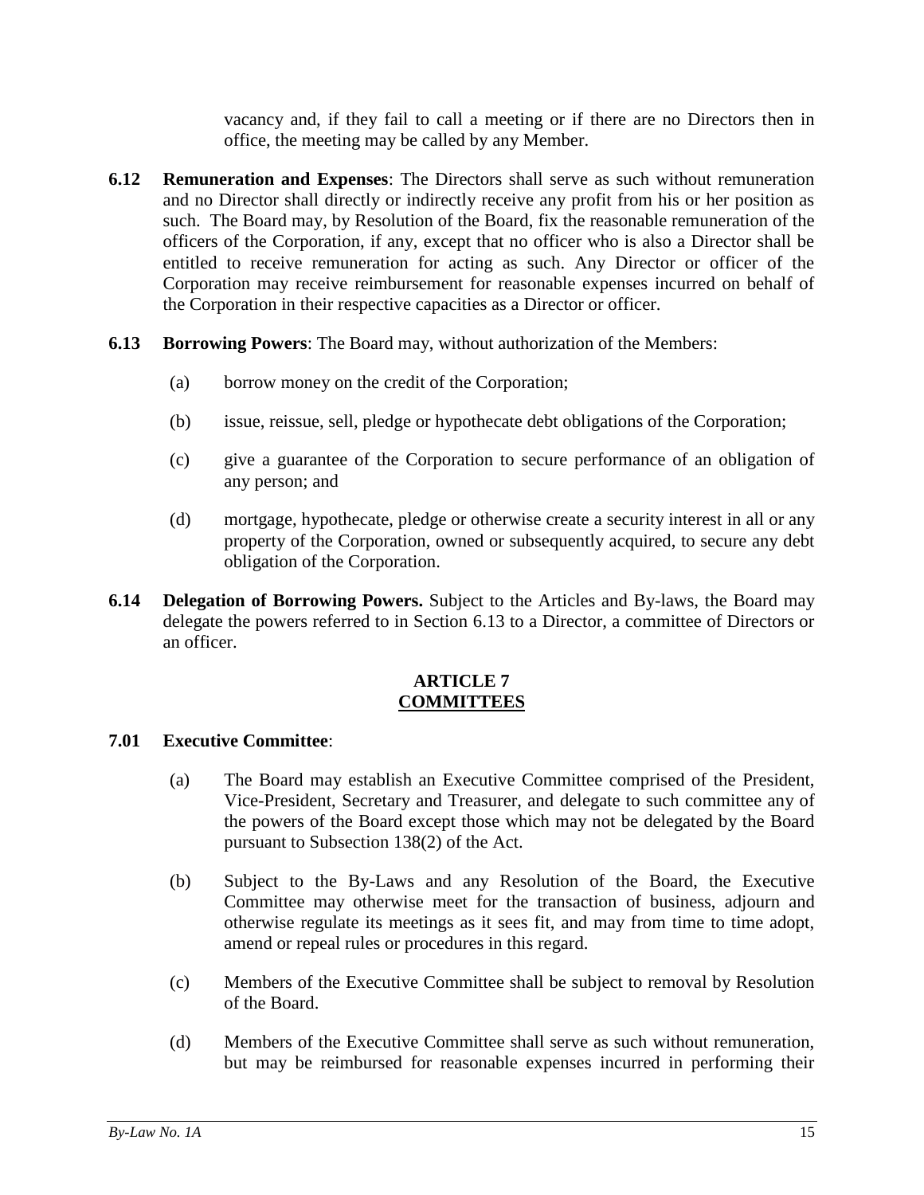vacancy and, if they fail to call a meeting or if there are no Directors then in office, the meeting may be called by any Member.

**6.12 Remuneration and Expenses**: The Directors shall serve as such without remuneration and no Director shall directly or indirectly receive any profit from his or her position as such. The Board may, by Resolution of the Board, fix the reasonable remuneration of the officers of the Corporation, if any, except that no officer who is also a Director shall be entitled to receive remuneration for acting as such. Any Director or officer of the Corporation may receive reimbursement for reasonable expenses incurred on behalf of the Corporation in their respective capacities as a Director or officer.

**6.13 Borrowing Powers**: The Board may, without authorization of the Members:

(a) borrow money on the credit of the Corporation;

(b) issue, reissue, sell, pledge or hypothecate debt obligations of the Corporation;

(c) give a guarantee of the Corporation to secure performance of an obligation of any person; and

(d) mortgage, hypothecate, pledge or otherwise create a security interest in all or any property of the Corporation, owned or subsequently acquired, to secure any debt obligation of the Corporation.

**6.14 Delegation of Borrowing Powers.** Subject to the Articles and By-laws, the Board may delegate the powers referred to in Section 6.13 to a Director, a committee of Directors or an officer.

## ARTICLE 7
## COMMITTEES

**7.01 Executive Committee**:

(a) The Board may establish an Executive Committee comprised of the President, Vice-President, Secretary and Treasurer, and delegate to such committee any of the powers of the Board except those which may not be delegated by the Board pursuant to Subsection 138(2) of the Act.

(b) Subject to the By-Laws and any Resolution of the Board, the Executive Committee may otherwise meet for the transaction of business, adjourn and otherwise regulate its meetings as it sees fit, and may from time to time adopt, amend or repeal rules or procedures in this regard.

(c) Members of the Executive Committee shall be subject to removal by Resolution of the Board.

(d) Members of the Executive Committee shall serve as such without remuneration, but may be reimbursed for reasonable expenses incurred in performing their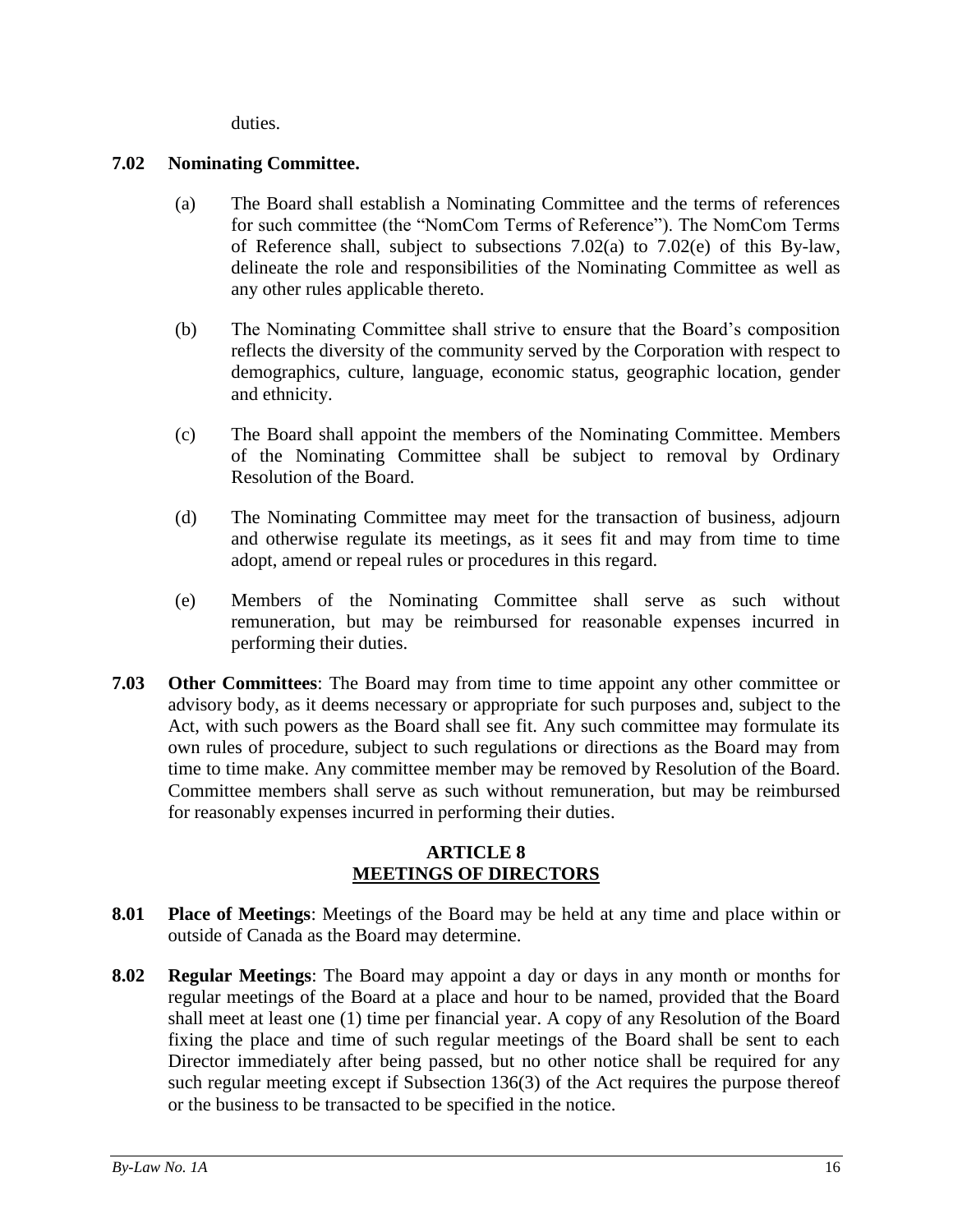duties.

**7.02 Nominating Committee.**

(a) The Board shall establish a Nominating Committee and the terms of references for such committee (the “NomCom Terms of Reference”). The NomCom Terms of Reference shall, subject to subsections 7.02(a) to 7.02(e) of this By-law, delineate the role and responsibilities of the Nominating Committee as well as any other rules applicable thereto.

(b) The Nominating Committee shall strive to ensure that the Board’s composition reflects the diversity of the community served by the Corporation with respect to demographics, culture, language, economic status, geographic location, gender and ethnicity.

(c) The Board shall appoint the members of the Nominating Committee. Members of the Nominating Committee shall be subject to removal by Ordinary Resolution of the Board.

(d) The Nominating Committee may meet for the transaction of business, adjourn and otherwise regulate its meetings, as it sees fit and may from time to time adopt, amend or repeal rules or procedures in this regard.

(e) Members of the Nominating Committee shall serve as such without remuneration, but may be reimbursed for reasonable expenses incurred in performing their duties.

**7.03 Other Committees**: The Board may from time to time appoint any other committee or advisory body, as it deems necessary or appropriate for such purposes and, subject to the Act, with such powers as the Board shall see fit. Any such committee may formulate its own rules of procedure, subject to such regulations or directions as the Board may from time to time make. Any committee member may be removed by Resolution of the Board. Committee members shall serve as such without remuneration, but may be reimbursed for reasonably expenses incurred in performing their duties.

## ARTICLE 8
## MEETINGS OF DIRECTORS

**8.01 Place of Meetings**: Meetings of the Board may be held at any time and place within or outside of Canada as the Board may determine.

**8.02 Regular Meetings**: The Board may appoint a day or days in any month or months for regular meetings of the Board at a place and hour to be named, provided that the Board shall meet at least one (1) time per financial year. A copy of any Resolution of the Board fixing the place and time of such regular meetings of the Board shall be sent to each Director immediately after being passed, but no other notice shall be required for any such regular meeting except if Subsection 136(3) of the Act requires the purpose thereof or the business to be transacted to be specified in the notice.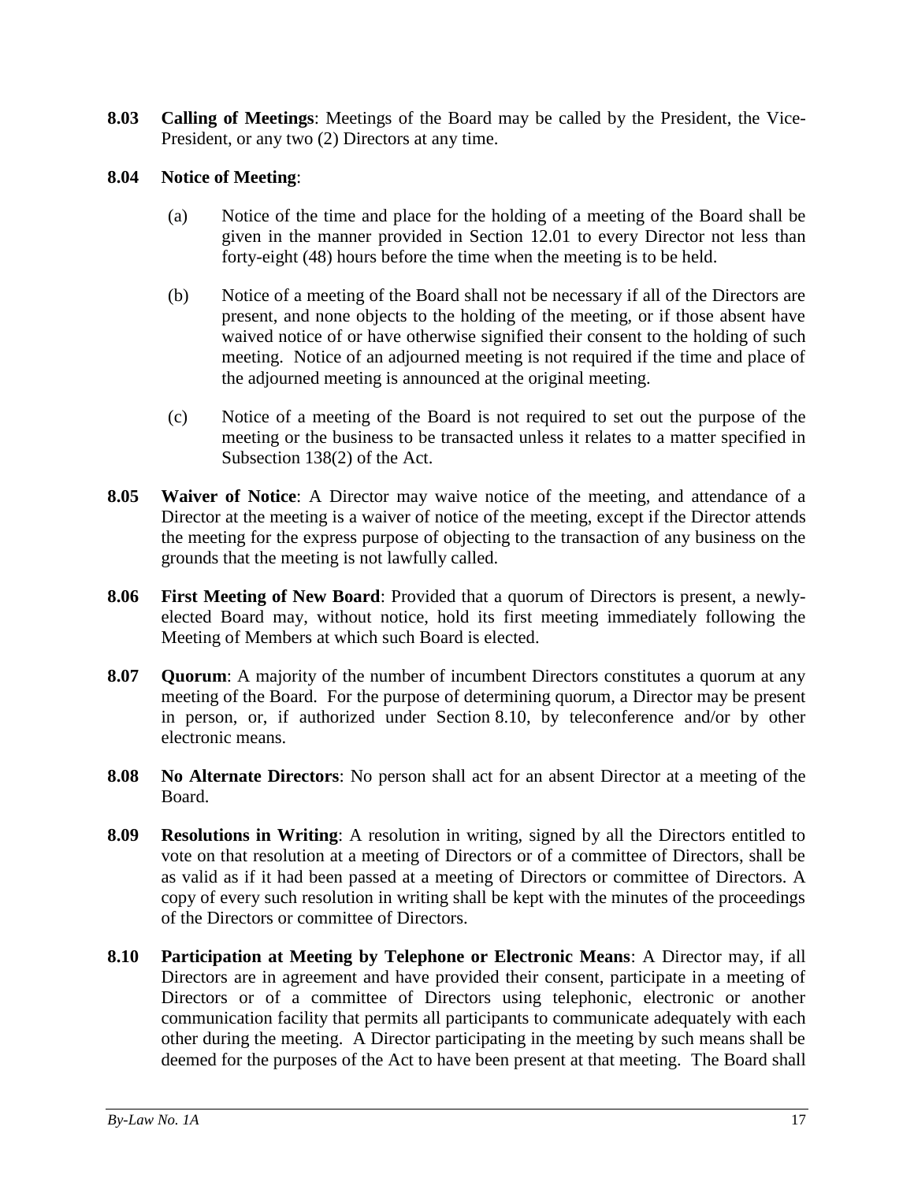**8.03 Calling of Meetings**: Meetings of the Board may be called by the President, the Vice-President, or any two (2) Directors at any time.

**8.04 Notice of Meeting**:

(a) Notice of the time and place for the holding of a meeting of the Board shall be given in the manner provided in Section 12.01 to every Director not less than forty-eight (48) hours before the time when the meeting is to be held.

(b) Notice of a meeting of the Board shall not be necessary if all of the Directors are present, and none objects to the holding of the meeting, or if those absent have waived notice of or have otherwise signified their consent to the holding of such meeting. Notice of an adjourned meeting is not required if the time and place of the adjourned meeting is announced at the original meeting.

(c) Notice of a meeting of the Board is not required to set out the purpose of the meeting or the business to be transacted unless it relates to a matter specified in Subsection 138(2) of the Act.

**8.05 Waiver of Notice**: A Director may waive notice of the meeting, and attendance of a Director at the meeting is a waiver of notice of the meeting, except if the Director attends the meeting for the express purpose of objecting to the transaction of any business on the grounds that the meeting is not lawfully called.

**8.06 First Meeting of New Board**: Provided that a quorum of Directors is present, a newly-elected Board may, without notice, hold its first meeting immediately following the Meeting of Members at which such Board is elected.

**8.07 Quorum**: A majority of the number of incumbent Directors constitutes a quorum at any meeting of the Board. For the purpose of determining quorum, a Director may be present in person, or, if authorized under Section 8.10, by teleconference and/or by other electronic means.

**8.08 No Alternate Directors**: No person shall act for an absent Director at a meeting of the Board.

**8.09 Resolutions in Writing**: A resolution in writing, signed by all the Directors entitled to vote on that resolution at a meeting of Directors or of a committee of Directors, shall be as valid as if it had been passed at a meeting of Directors or committee of Directors. A copy of every such resolution in writing shall be kept with the minutes of the proceedings of the Directors or committee of Directors.

**8.10 Participation at Meeting by Telephone or Electronic Means**: A Director may, if all Directors are in agreement and have provided their consent, participate in a meeting of Directors or of a committee of Directors using telephonic, electronic or another communication facility that permits all participants to communicate adequately with each other during the meeting. A Director participating in the meeting by such means shall be deemed for the purposes of the Act to have been present at that meeting. The Board shall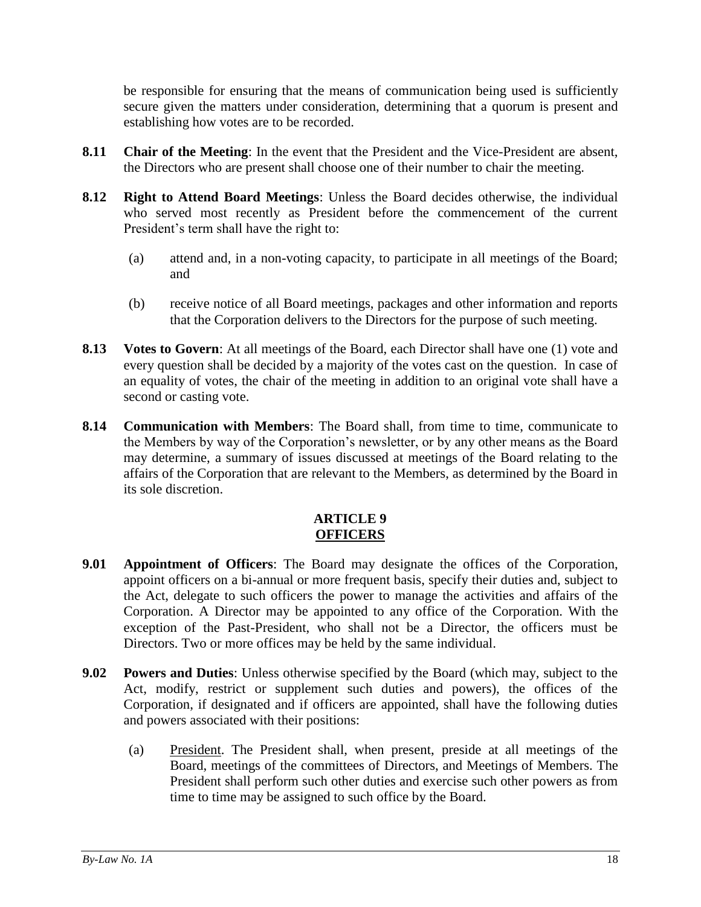be responsible for ensuring that the means of communication being used is sufficiently secure given the matters under consideration, determining that a quorum is present and establishing how votes are to be recorded.

**8.11 Chair of the Meeting**: In the event that the President and the Vice-President are absent, the Directors who are present shall choose one of their number to chair the meeting.

**8.12 Right to Attend Board Meetings**: Unless the Board decides otherwise, the individual who served most recently as President before the commencement of the current President's term shall have the right to:

(a) attend and, in a non-voting capacity, to participate in all meetings of the Board; and

(b) receive notice of all Board meetings, packages and other information and reports that the Corporation delivers to the Directors for the purpose of such meeting.

**8.13 Votes to Govern**: At all meetings of the Board, each Director shall have one (1) vote and every question shall be decided by a majority of the votes cast on the question. In case of an equality of votes, the chair of the meeting in addition to an original vote shall have a second or casting vote.

**8.14 Communication with Members**: The Board shall, from time to time, communicate to the Members by way of the Corporation's newsletter, or by any other means as the Board may determine, a summary of issues discussed at meetings of the Board relating to the affairs of the Corporation that are relevant to the Members, as determined by the Board in its sole discretion.

## ARTICLE 9
## OFFICERS

**9.01 Appointment of Officers**: The Board may designate the offices of the Corporation, appoint officers on a bi-annual or more frequent basis, specify their duties and, subject to the Act, delegate to such officers the power to manage the activities and affairs of the Corporation. A Director may be appointed to any office of the Corporation. With the exception of the Past-President, who shall not be a Director, the officers must be Directors. Two or more offices may be held by the same individual.

**9.02 Powers and Duties**: Unless otherwise specified by the Board (which may, subject to the Act, modify, restrict or supplement such duties and powers), the offices of the Corporation, if designated and if officers are appointed, shall have the following duties and powers associated with their positions:

(a) President. The President shall, when present, preside at all meetings of the Board, meetings of the committees of Directors, and Meetings of Members. The President shall perform such other duties and exercise such other powers as from time to time may be assigned to such office by the Board.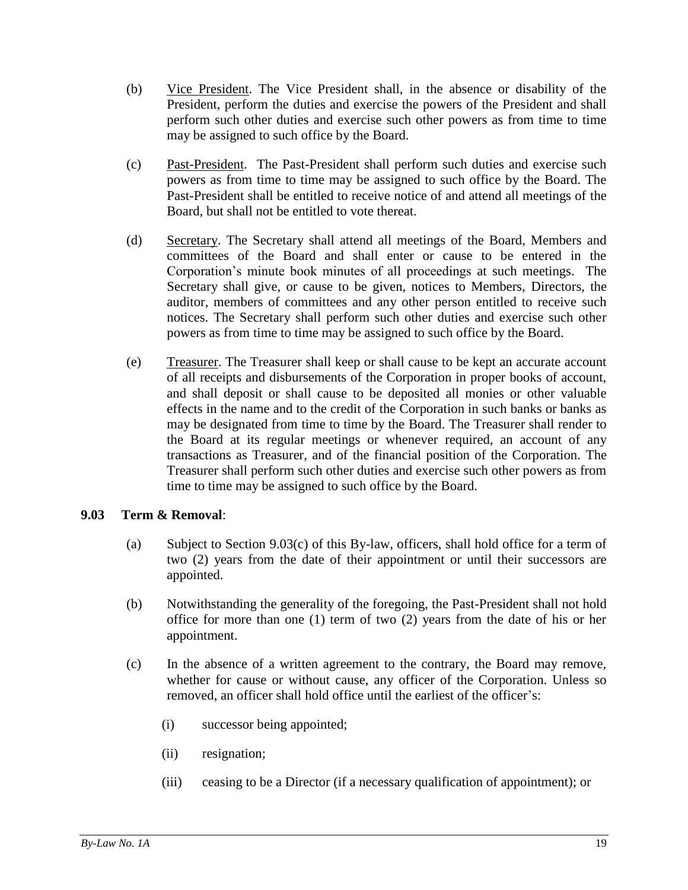(b) Vice President. The Vice President shall, in the absence or disability of the President, perform the duties and exercise the powers of the President and shall perform such other duties and exercise such other powers as from time to time may be assigned to such office by the Board.

(c) Past-President. The Past-President shall perform such duties and exercise such powers as from time to time may be assigned to such office by the Board. The Past-President shall be entitled to receive notice of and attend all meetings of the Board, but shall not be entitled to vote thereat.

(d) Secretary. The Secretary shall attend all meetings of the Board, Members and committees of the Board and shall enter or cause to be entered in the Corporation's minute book minutes of all proceedings at such meetings. The Secretary shall give, or cause to be given, notices to Members, Directors, the auditor, members of committees and any other person entitled to receive such notices. The Secretary shall perform such other duties and exercise such other powers as from time to time may be assigned to such office by the Board.

(e) Treasurer. The Treasurer shall keep or shall cause to be kept an accurate account of all receipts and disbursements of the Corporation in proper books of account, and shall deposit or shall cause to be deposited all monies or other valuable effects in the name and to the credit of the Corporation in such banks or banks as may be designated from time to time by the Board. The Treasurer shall render to the Board at its regular meetings or whenever required, an account of any transactions as Treasurer, and of the financial position of the Corporation. The Treasurer shall perform such other duties and exercise such other powers as from time to time may be assigned to such office by the Board.

**9.03 Term & Removal**:

(a) Subject to Section 9.03(c) of this By-law, officers, shall hold office for a term of two (2) years from the date of their appointment or until their successors are appointed.

(b) Notwithstanding the generality of the foregoing, the Past-President shall not hold office for more than one (1) term of two (2) years from the date of his or her appointment.

(c) In the absence of a written agreement to the contrary, the Board may remove, whether for cause or without cause, any officer of the Corporation. Unless so removed, an officer shall hold office until the earliest of the officer's:

  (i) successor being appointed;

  (ii) resignation;

  (iii) ceasing to be a Director (if a necessary qualification of appointment); or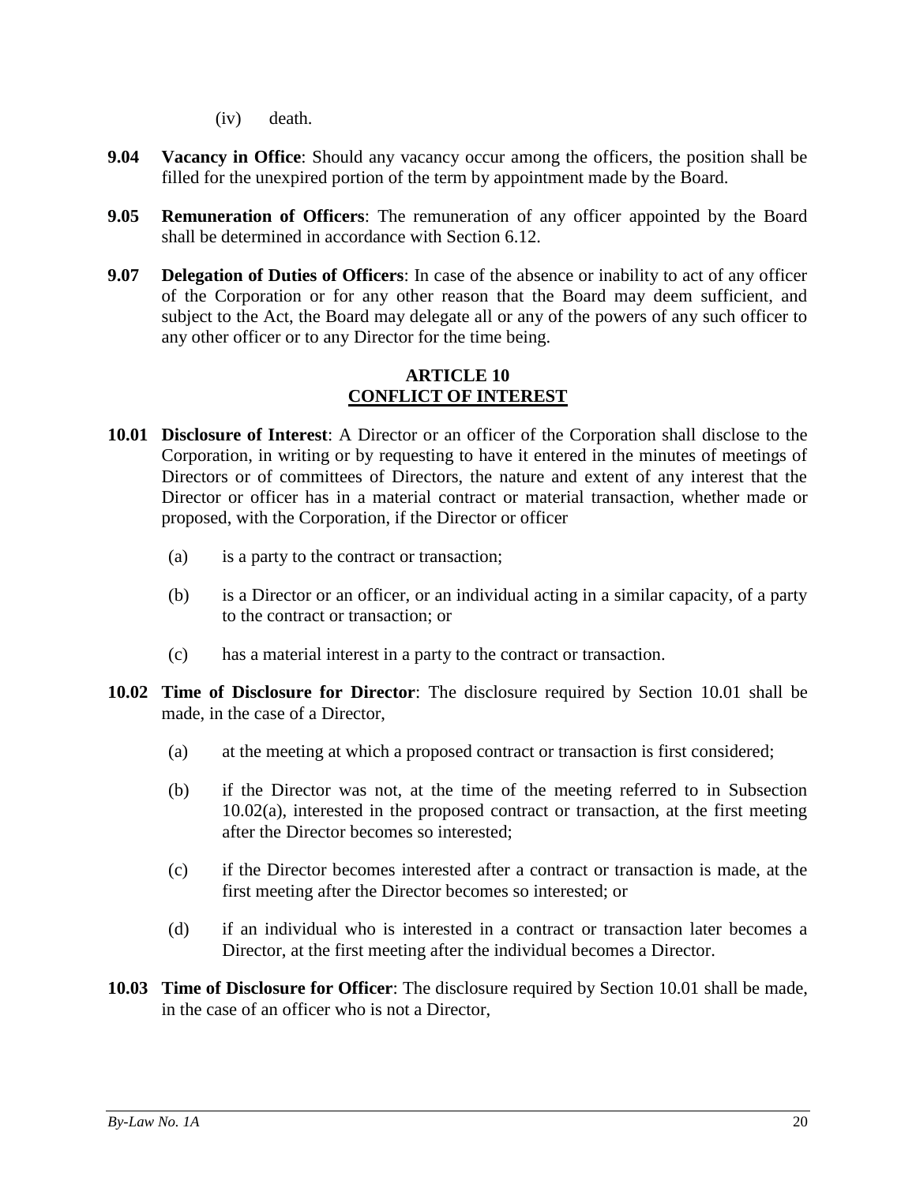(iv) death.

**9.04 Vacancy in Office**: Should any vacancy occur among the officers, the position shall be filled for the unexpired portion of the term by appointment made by the Board.

**9.05 Remuneration of Officers**: The remuneration of any officer appointed by the Board shall be determined in accordance with Section 6.12.

**9.07 Delegation of Duties of Officers**: In case of the absence or inability to act of any officer of the Corporation or for any other reason that the Board may deem sufficient, and subject to the Act, the Board may delegate all or any of the powers of any such officer to any other officer or to any Director for the time being.

## ARTICLE 10
## CONFLICT OF INTEREST

**10.01 Disclosure of Interest**: A Director or an officer of the Corporation shall disclose to the Corporation, in writing or by requesting to have it entered in the minutes of meetings of Directors or of committees of Directors, the nature and extent of any interest that the Director or officer has in a material contract or material transaction, whether made or proposed, with the Corporation, if the Director or officer

(a) is a party to the contract or transaction;

(b) is a Director or an officer, or an individual acting in a similar capacity, of a party to the contract or transaction; or

(c) has a material interest in a party to the contract or transaction.

**10.02 Time of Disclosure for Director**: The disclosure required by Section 10.01 shall be made, in the case of a Director,

(a) at the meeting at which a proposed contract or transaction is first considered;

(b) if the Director was not, at the time of the meeting referred to in Subsection 10.02(a), interested in the proposed contract or transaction, at the first meeting after the Director becomes so interested;

(c) if the Director becomes interested after a contract or transaction is made, at the first meeting after the Director becomes so interested; or

(d) if an individual who is interested in a contract or transaction later becomes a Director, at the first meeting after the individual becomes a Director.

**10.03 Time of Disclosure for Officer**: The disclosure required by Section 10.01 shall be made, in the case of an officer who is not a Director,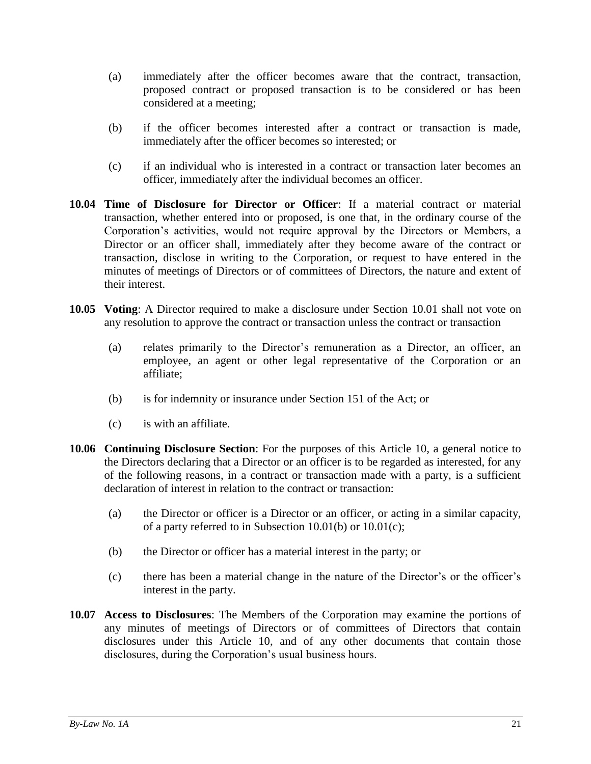(a) immediately after the officer becomes aware that the contract, transaction, proposed contract or proposed transaction is to be considered or has been considered at a meeting;

(b) if the officer becomes interested after a contract or transaction is made, immediately after the officer becomes so interested; or

(c) if an individual who is interested in a contract or transaction later becomes an officer, immediately after the individual becomes an officer.

**10.04 Time of Disclosure for Director or Officer**: If a material contract or material transaction, whether entered into or proposed, is one that, in the ordinary course of the Corporation's activities, would not require approval by the Directors or Members, a Director or an officer shall, immediately after they become aware of the contract or transaction, disclose in writing to the Corporation, or request to have entered in the minutes of meetings of Directors or of committees of Directors, the nature and extent of their interest.

**10.05 Voting**: A Director required to make a disclosure under Section 10.01 shall not vote on any resolution to approve the contract or transaction unless the contract or transaction

(a) relates primarily to the Director's remuneration as a Director, an officer, an employee, an agent or other legal representative of the Corporation or an affiliate;

(b) is for indemnity or insurance under Section 151 of the Act; or

(c) is with an affiliate.

**10.06 Continuing Disclosure Section**: For the purposes of this Article 10, a general notice to the Directors declaring that a Director or an officer is to be regarded as interested, for any of the following reasons, in a contract or transaction made with a party, is a sufficient declaration of interest in relation to the contract or transaction:

(a) the Director or officer is a Director or an officer, or acting in a similar capacity, of a party referred to in Subsection 10.01(b) or 10.01(c);

(b) the Director or officer has a material interest in the party; or

(c) there has been a material change in the nature of the Director's or the officer's interest in the party.

**10.07 Access to Disclosures**: The Members of the Corporation may examine the portions of any minutes of meetings of Directors or of committees of Directors that contain disclosures under this Article 10, and of any other documents that contain those disclosures, during the Corporation's usual business hours.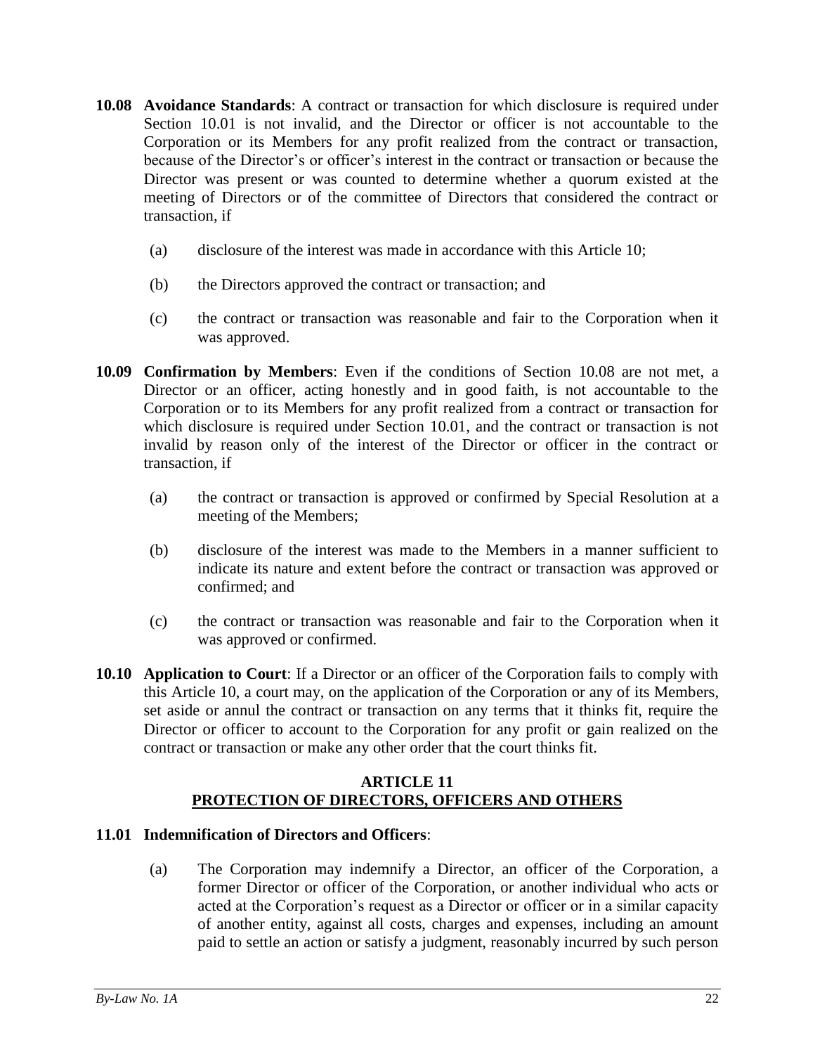**10.08 Avoidance Standards**: A contract or transaction for which disclosure is required under Section 10.01 is not invalid, and the Director or officer is not accountable to the Corporation or its Members for any profit realized from the contract or transaction, because of the Director's or officer's interest in the contract or transaction or because the Director was present or was counted to determine whether a quorum existed at the meeting of Directors or of the committee of Directors that considered the contract or transaction, if

(a) disclosure of the interest was made in accordance with this Article 10;

(b) the Directors approved the contract or transaction; and

(c) the contract or transaction was reasonable and fair to the Corporation when it was approved.

**10.09 Confirmation by Members**: Even if the conditions of Section 10.08 are not met, a Director or an officer, acting honestly and in good faith, is not accountable to the Corporation or to its Members for any profit realized from a contract or transaction for which disclosure is required under Section 10.01, and the contract or transaction is not invalid by reason only of the interest of the Director or officer in the contract or transaction, if

(a) the contract or transaction is approved or confirmed by Special Resolution at a meeting of the Members;

(b) disclosure of the interest was made to the Members in a manner sufficient to indicate its nature and extent before the contract or transaction was approved or confirmed; and

(c) the contract or transaction was reasonable and fair to the Corporation when it was approved or confirmed.

**10.10 Application to Court**: If a Director or an officer of the Corporation fails to comply with this Article 10, a court may, on the application of the Corporation or any of its Members, set aside or annul the contract or transaction on any terms that it thinks fit, require the Director or officer to account to the Corporation for any profit or gain realized on the contract or transaction or make any other order that the court thinks fit.

## ARTICLE 11
## PROTECTION OF DIRECTORS, OFFICERS AND OTHERS

**11.01 Indemnification of Directors and Officers**:

(a) The Corporation may indemnify a Director, an officer of the Corporation, a former Director or officer of the Corporation, or another individual who acts or acted at the Corporation's request as a Director or officer or in a similar capacity of another entity, against all costs, charges and expenses, including an amount paid to settle an action or satisfy a judgment, reasonably incurred by such person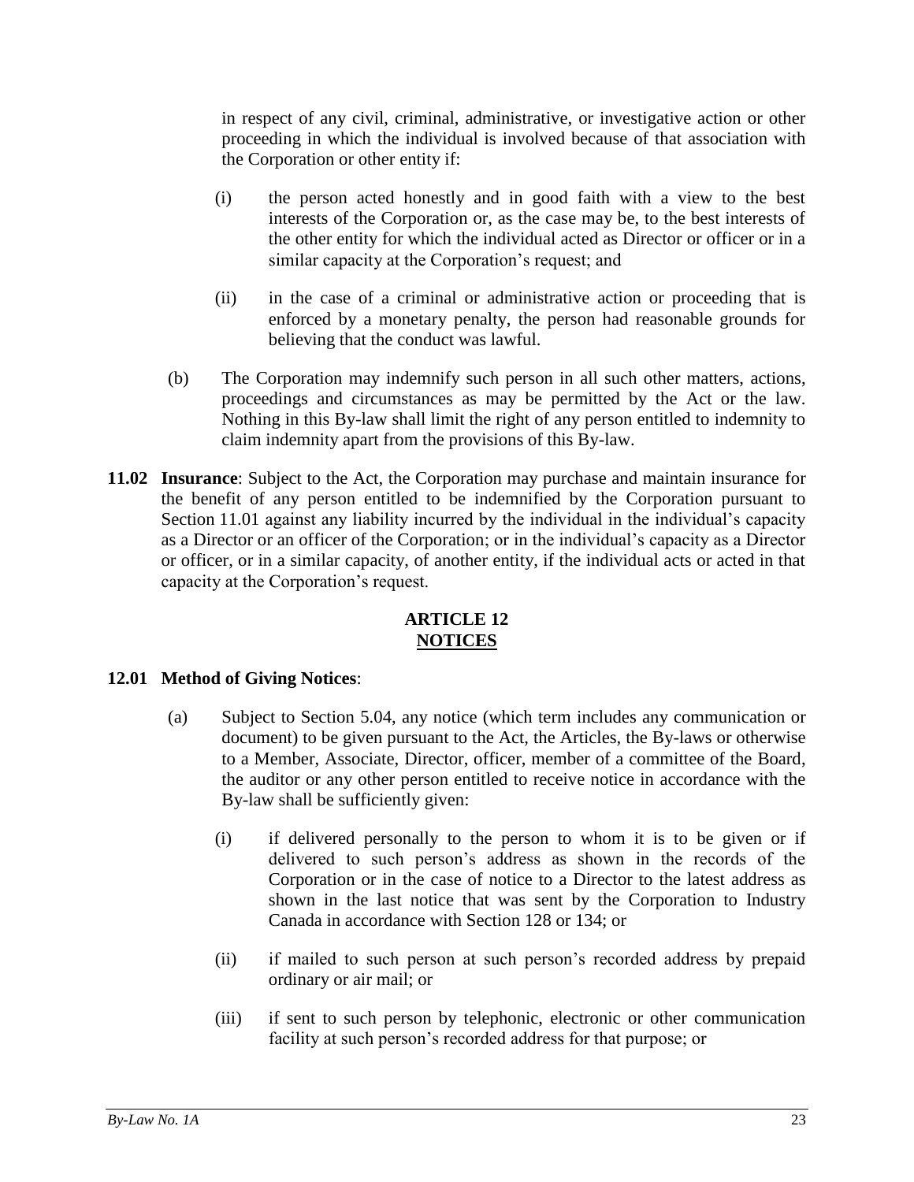in respect of any civil, criminal, administrative, or investigative action or other proceeding in which the individual is involved because of that association with the Corporation or other entity if:

(i) the person acted honestly and in good faith with a view to the best interests of the Corporation or, as the case may be, to the best interests of the other entity for which the individual acted as Director or officer or in a similar capacity at the Corporation's request; and

(ii) in the case of a criminal or administrative action or proceeding that is enforced by a monetary penalty, the person had reasonable grounds for believing that the conduct was lawful.

(b) The Corporation may indemnify such person in all such other matters, actions, proceedings and circumstances as may be permitted by the Act or the law. Nothing in this By-law shall limit the right of any person entitled to indemnity to claim indemnity apart from the provisions of this By-law.

**11.02 Insurance**: Subject to the Act, the Corporation may purchase and maintain insurance for the benefit of any person entitled to be indemnified by the Corporation pursuant to Section 11.01 against any liability incurred by the individual in the individual's capacity as a Director or an officer of the Corporation; or in the individual's capacity as a Director or officer, or in a similar capacity, of another entity, if the individual acts or acted in that capacity at the Corporation's request.

## ARTICLE 12
## NOTICES

**12.01 Method of Giving Notices**:

(a) Subject to Section 5.04, any notice (which term includes any communication or document) to be given pursuant to the Act, the Articles, the By-laws or otherwise to a Member, Associate, Director, officer, member of a committee of the Board, the auditor or any other person entitled to receive notice in accordance with the By-law shall be sufficiently given:

(i) if delivered personally to the person to whom it is to be given or if delivered to such person's address as shown in the records of the Corporation or in the case of notice to a Director to the latest address as shown in the last notice that was sent by the Corporation to Industry Canada in accordance with Section 128 or 134; or

(ii) if mailed to such person at such person's recorded address by prepaid ordinary or air mail; or

(iii) if sent to such person by telephonic, electronic or other communication facility at such person's recorded address for that purpose; or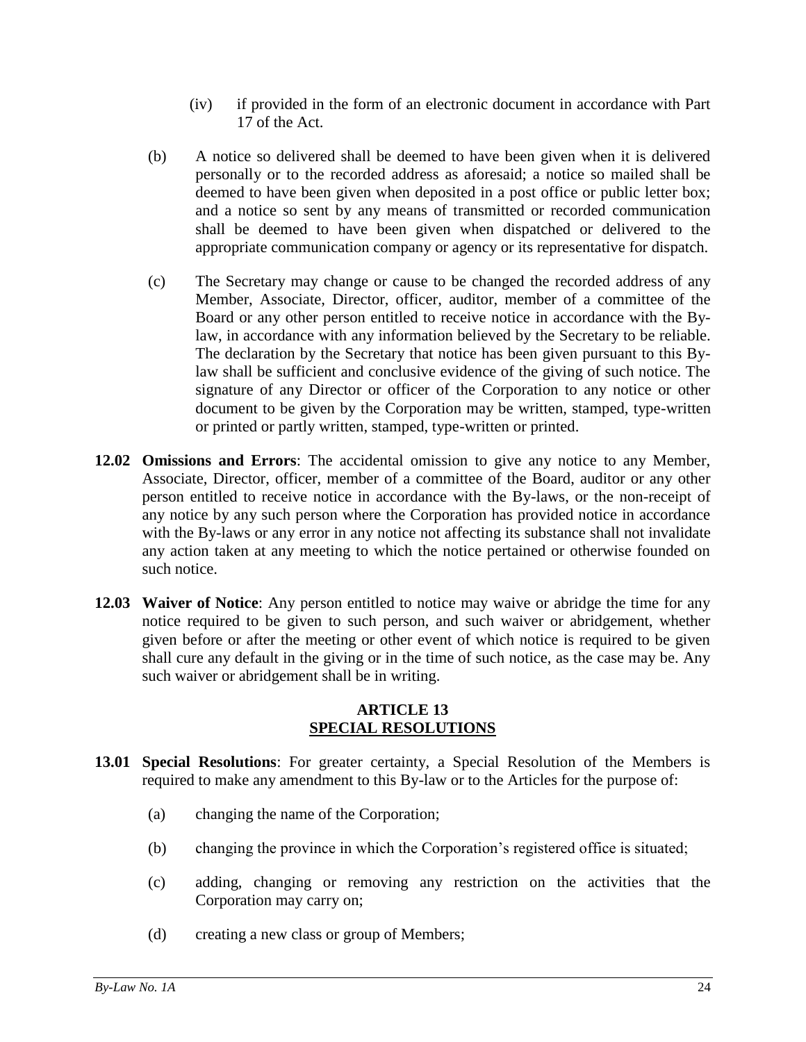(iv) if provided in the form of an electronic document in accordance with Part 17 of the Act.

(b) A notice so delivered shall be deemed to have been given when it is delivered personally or to the recorded address as aforesaid; a notice so mailed shall be deemed to have been given when deposited in a post office or public letter box; and a notice so sent by any means of transmitted or recorded communication shall be deemed to have been given when dispatched or delivered to the appropriate communication company or agency or its representative for dispatch.

(c) The Secretary may change or cause to be changed the recorded address of any Member, Associate, Director, officer, auditor, member of a committee of the Board or any other person entitled to receive notice in accordance with the By-law, in accordance with any information believed by the Secretary to be reliable. The declaration by the Secretary that notice has been given pursuant to this By-law shall be sufficient and conclusive evidence of the giving of such notice. The signature of any Director or officer of the Corporation to any notice or other document to be given by the Corporation may be written, stamped, type-written or printed or partly written, stamped, type-written or printed.

**12.02 Omissions and Errors**: The accidental omission to give any notice to any Member, Associate, Director, officer, member of a committee of the Board, auditor or any other person entitled to receive notice in accordance with the By-laws, or the non-receipt of any notice by any such person where the Corporation has provided notice in accordance with the By-laws or any error in any notice not affecting its substance shall not invalidate any action taken at any meeting to which the notice pertained or otherwise founded on such notice.

**12.03 Waiver of Notice**: Any person entitled to notice may waive or abridge the time for any notice required to be given to such person, and such waiver or abridgement, whether given before or after the meeting or other event of which notice is required to be given shall cure any default in the giving or in the time of such notice, as the case may be. Any such waiver or abridgement shall be in writing.

## ARTICLE 13
## SPECIAL RESOLUTIONS

**13.01 Special Resolutions**: For greater certainty, a Special Resolution of the Members is required to make any amendment to this By-law or to the Articles for the purpose of:

(a) changing the name of the Corporation;

(b) changing the province in which the Corporation's registered office is situated;

(c) adding, changing or removing any restriction on the activities that the Corporation may carry on;

(d) creating a new class or group of Members;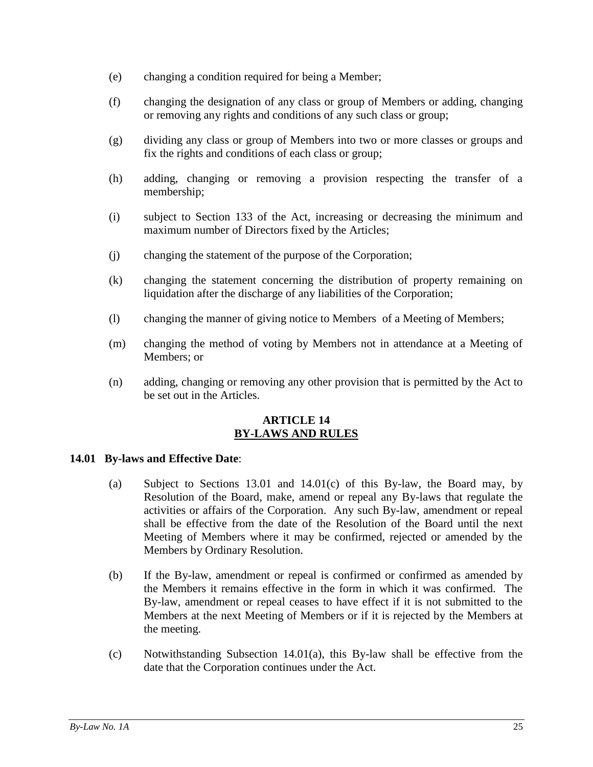(e) changing a condition required for being a Member;

(f) changing the designation of any class or group of Members or adding, changing or removing any rights and conditions of any such class or group;

(g) dividing any class or group of Members into two or more classes or groups and fix the rights and conditions of each class or group;

(h) adding, changing or removing a provision respecting the transfer of a membership;

(i) subject to Section 133 of the Act, increasing or decreasing the minimum and maximum number of Directors fixed by the Articles;

(j) changing the statement of the purpose of the Corporation;

(k) changing the statement concerning the distribution of property remaining on liquidation after the discharge of any liabilities of the Corporation;

(l) changing the manner of giving notice to Members of a Meeting of Members;

(m) changing the method of voting by Members not in attendance at a Meeting of Members; or

(n) adding, changing or removing any other provision that is permitted by the Act to be set out in the Articles.

## ARTICLE 14
## BY-LAWS AND RULES

**14.01 By-laws and Effective Date**:

(a) Subject to Sections 13.01 and 14.01(c) of this By-law, the Board may, by Resolution of the Board, make, amend or repeal any By-laws that regulate the activities or affairs of the Corporation. Any such By-law, amendment or repeal shall be effective from the date of the Resolution of the Board until the next Meeting of Members where it may be confirmed, rejected or amended by the Members by Ordinary Resolution.

(b) If the By-law, amendment or repeal is confirmed or confirmed as amended by the Members it remains effective in the form in which it was confirmed. The By-law, amendment or repeal ceases to have effect if it is not submitted to the Members at the next Meeting of Members or if it is rejected by the Members at the meeting.

(c) Notwithstanding Subsection 14.01(a), this By-law shall be effective from the date that the Corporation continues under the Act.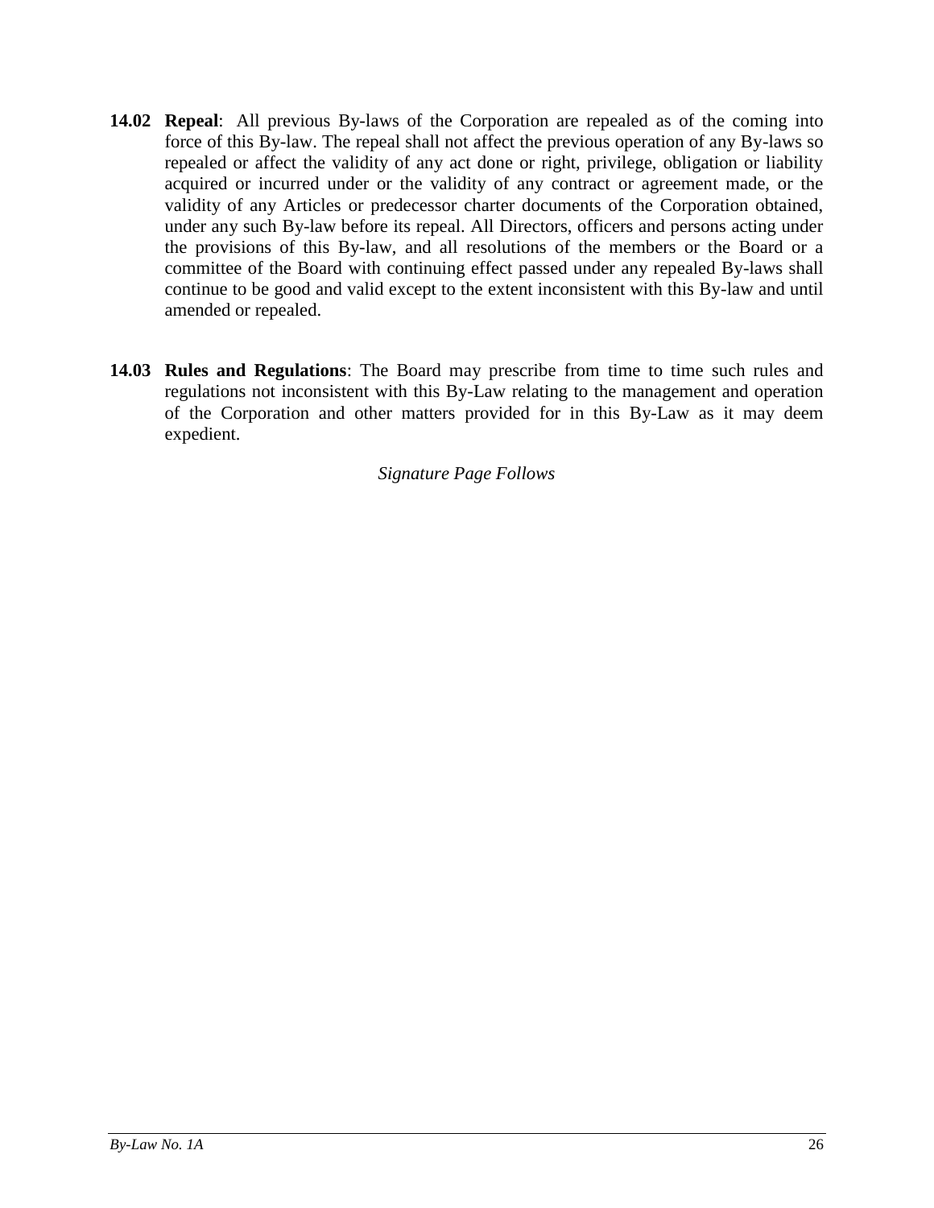**14.02 Repeal**: All previous By-laws of the Corporation are repealed as of the coming into force of this By-law. The repeal shall not affect the previous operation of any By-laws so repealed or affect the validity of any act done or right, privilege, obligation or liability acquired or incurred under or the validity of any contract or agreement made, or the validity of any Articles or predecessor charter documents of the Corporation obtained, under any such By-law before its repeal. All Directors, officers and persons acting under the provisions of this By-law, and all resolutions of the members or the Board or a committee of the Board with continuing effect passed under any repealed By-laws shall continue to be good and valid except to the extent inconsistent with this By-law and until amended or repealed.

**14.03 Rules and Regulations**: The Board may prescribe from time to time such rules and regulations not inconsistent with this By-Law relating to the management and operation of the Corporation and other matters provided for in this By-Law as it may deem expedient.

*Signature Page Follows*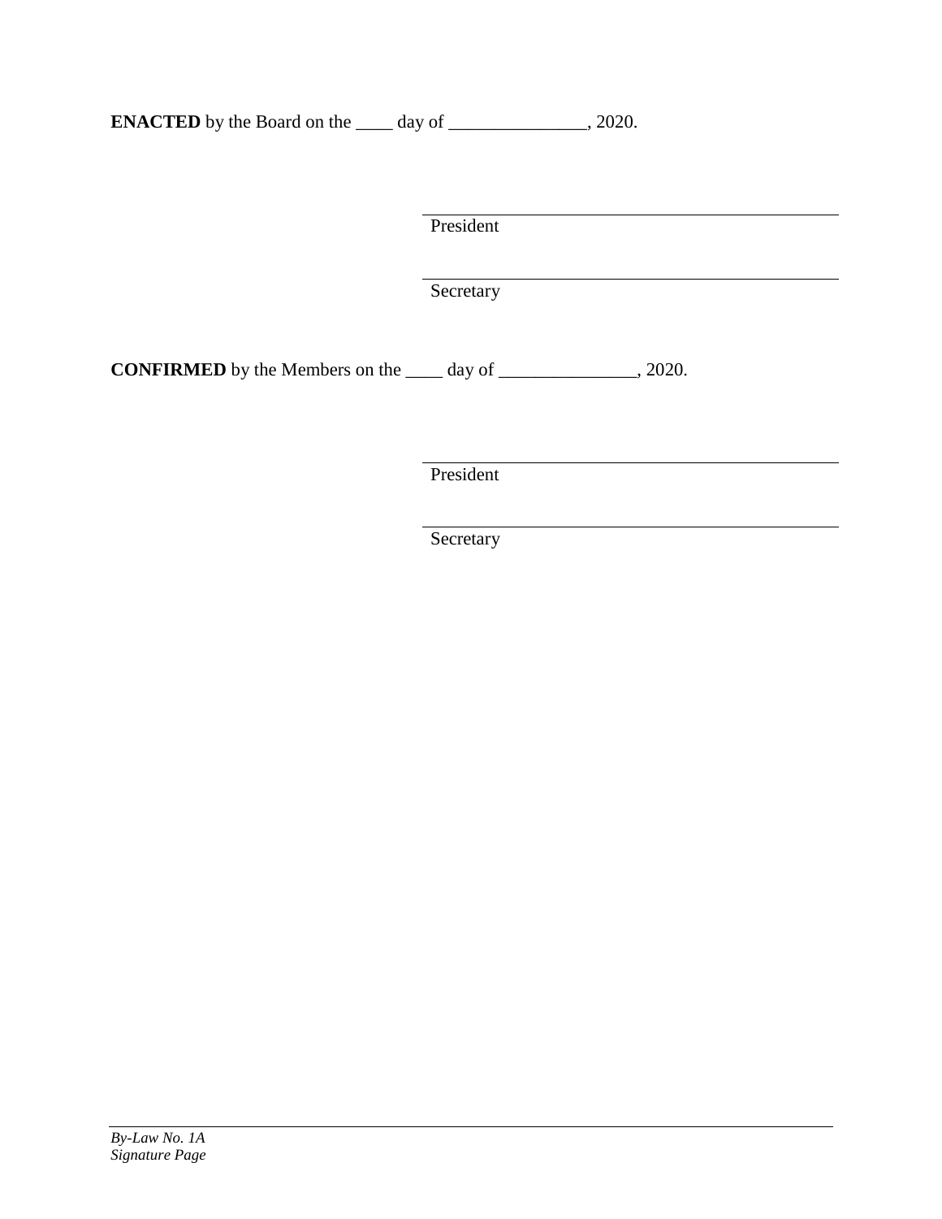**ENACTED** by the Board on the ____ day of _______________, 2020.

President

Secretary

**CONFIRMED** by the Members on the ____ day of _______________, 2020.

President

Secretary